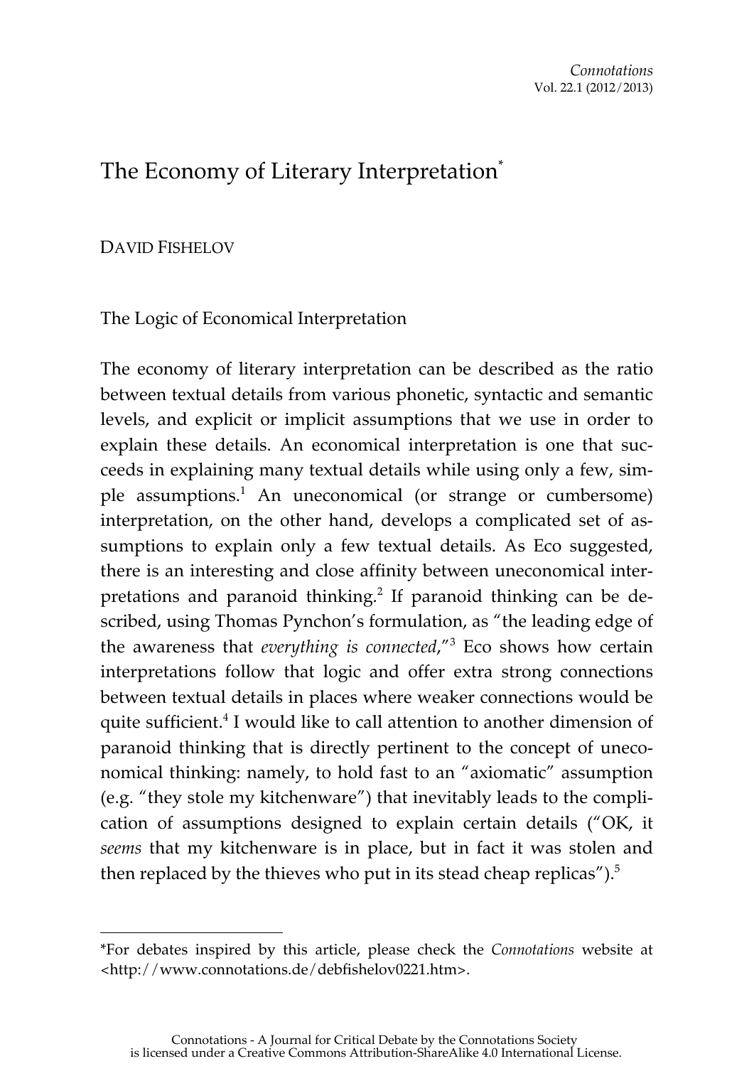# The Economy of Literary Interpretation[*]

DAVID FISHELOV

## The Logic of Economical Interpretation

The economy of literary interpretation can be described as the ratio between textual details from various phonetic, syntactic and semantic levels, and explicit or implicit assumptions that we use in order to explain these details. An economical interpretation is one that succeeds in explaining many textual details while using only a few, simple assumptions.[1] An uneconomical (or strange or cumbersome) interpretation, on the other hand, develops a complicated set of assumptions to explain only a few textual details. As Eco suggested, there is an interesting and close affinity between uneconomical interpretations and paranoid thinking.[2] If paranoid thinking can be described, using Thomas Pynchon's formulation, as "the leading edge of the awareness that *everything is connected*,"[3] Eco shows how certain interpretations follow that logic and offer extra strong connections between textual details in places where weaker connections would be quite sufficient.[4] I would like to call attention to another dimension of paranoid thinking that is directly pertinent to the concept of uneconomical thinking: namely, to hold fast to an "axiomatic" assumption (e.g. "they stole my kitchenware") that inevitably leads to the complication of assumptions designed to explain certain details ("OK, it *seems* that my kitchenware is in place, but in fact it was stolen and then replaced by the thieves who put in its stead cheap replicas").[5]

---

*For debates inspired by this article, please check the *Connotations* website at <http://www.connotations.de/debfishelov0221.htm>.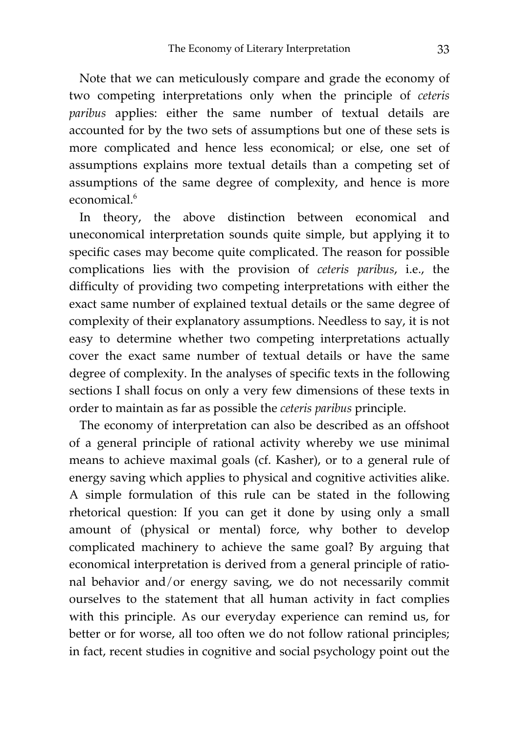Note that we can meticulously compare and grade the economy of two competing interpretations only when the principle of *ceteris paribus* applies: either the same number of textual details are accounted for by the two sets of assumptions but one of these sets is more complicated and hence less economical; or else, one set of assumptions explains more textual details than a competing set of assumptions of the same degree of complexity, and hence is more economical.[6]

In theory, the above distinction between economical and uneconomical interpretation sounds quite simple, but applying it to specific cases may become quite complicated. The reason for possible complications lies with the provision of *ceteris paribus*, i.e., the difficulty of providing two competing interpretations with either the exact same number of explained textual details or the same degree of complexity of their explanatory assumptions. Needless to say, it is not easy to determine whether two competing interpretations actually cover the exact same number of textual details or have the same degree of complexity. In the analyses of specific texts in the following sections I shall focus on only a very few dimensions of these texts in order to maintain as far as possible the *ceteris paribus* principle.

The economy of interpretation can also be described as an offshoot of a general principle of rational activity whereby we use minimal means to achieve maximal goals (cf. Kasher), or to a general rule of energy saving which applies to physical and cognitive activities alike. A simple formulation of this rule can be stated in the following rhetorical question: If you can get it done by using only a small amount of (physical or mental) force, why bother to develop complicated machinery to achieve the same goal? By arguing that economical interpretation is derived from a general principle of rational behavior and/or energy saving, we do not necessarily commit ourselves to the statement that all human activity in fact complies with this principle. As our everyday experience can remind us, for better or for worse, all too often we do not follow rational principles; in fact, recent studies in cognitive and social psychology point out the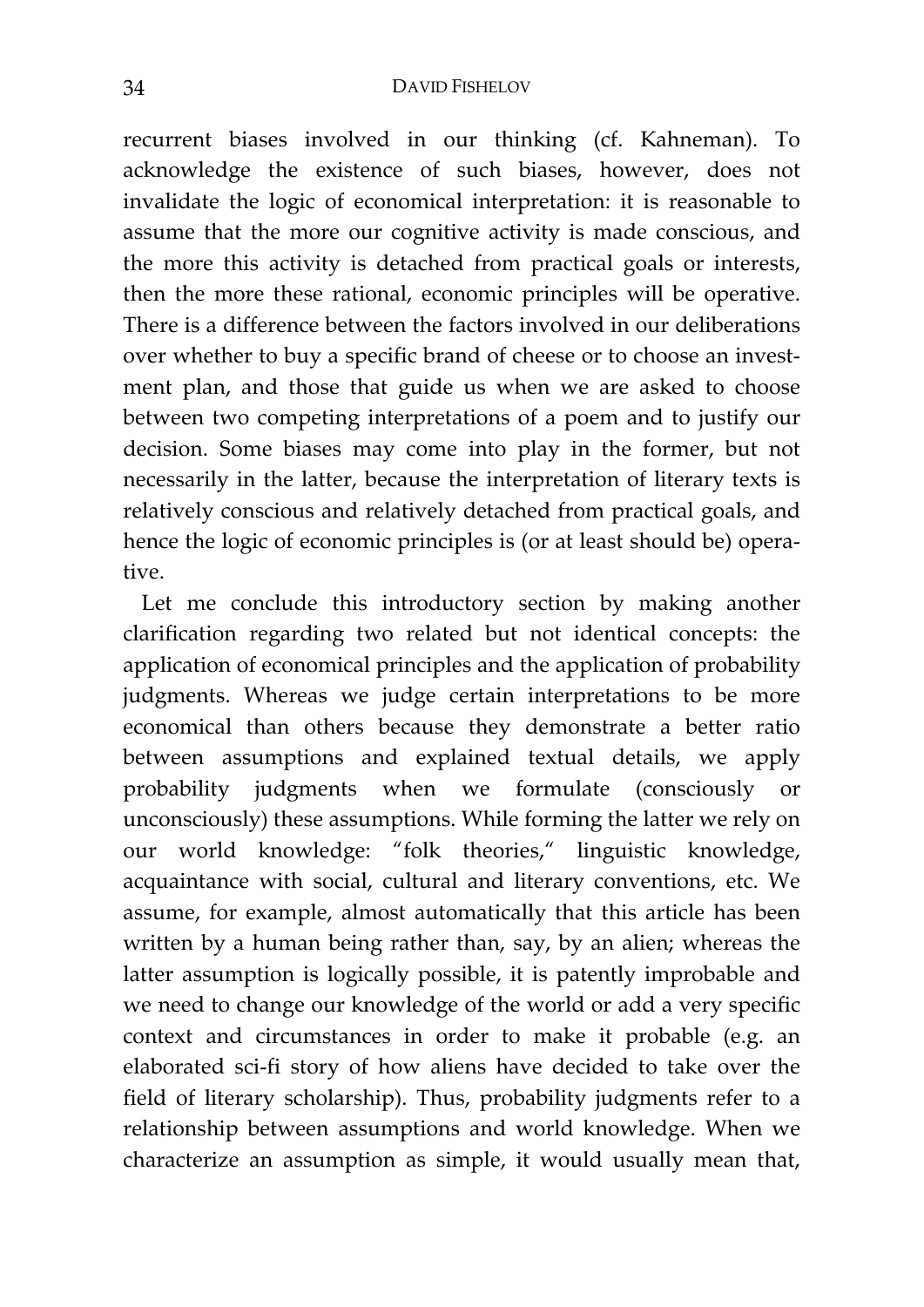recurrent biases involved in our thinking (cf. Kahneman). To acknowledge the existence of such biases, however, does not invalidate the logic of economical interpretation: it is reasonable to assume that the more our cognitive activity is made conscious, and the more this activity is detached from practical goals or interests, then the more these rational, economic principles will be operative. There is a difference between the factors involved in our deliberations over whether to buy a specific brand of cheese or to choose an investment plan, and those that guide us when we are asked to choose between two competing interpretations of a poem and to justify our decision. Some biases may come into play in the former, but not necessarily in the latter, because the interpretation of literary texts is relatively conscious and relatively detached from practical goals, and hence the logic of economic principles is (or at least should be) operative.

Let me conclude this introductory section by making another clarification regarding two related but not identical concepts: the application of economical principles and the application of probability judgments. Whereas we judge certain interpretations to be more economical than others because they demonstrate a better ratio between assumptions and explained textual details, we apply probability judgments when we formulate (consciously or unconsciously) these assumptions. While forming the latter we rely on our world knowledge: "folk theories," linguistic knowledge, acquaintance with social, cultural and literary conventions, etc. We assume, for example, almost automatically that this article has been written by a human being rather than, say, by an alien; whereas the latter assumption is logically possible, it is patently improbable and we need to change our knowledge of the world or add a very specific context and circumstances in order to make it probable (e.g. an elaborated sci-fi story of how aliens have decided to take over the field of literary scholarship). Thus, probability judgments refer to a relationship between assumptions and world knowledge. When we characterize an assumption as simple, it would usually mean that,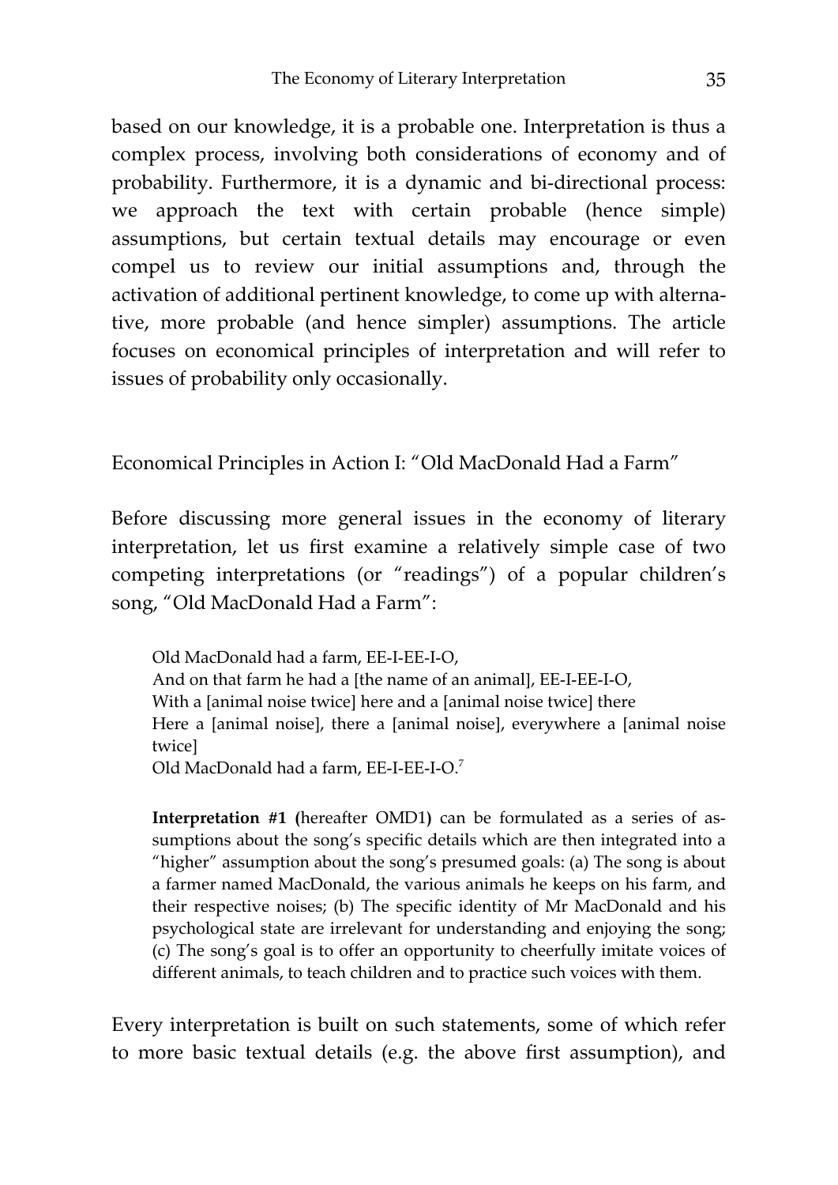based on our knowledge, it is a probable one. Interpretation is thus a complex process, involving both considerations of economy and of probability. Furthermore, it is a dynamic and bi-directional process: we approach the text with certain probable (hence simple) assumptions, but certain textual details may encourage or even compel us to review our initial assumptions and, through the activation of additional pertinent knowledge, to come up with alternative, more probable (and hence simpler) assumptions. The article focuses on economical principles of interpretation and will refer to issues of probability only occasionally.

## Economical Principles in Action I: "Old MacDonald Had a Farm"

Before discussing more general issues in the economy of literary interpretation, let us first examine a relatively simple case of two competing interpretations (or "readings") of a popular children's song, "Old MacDonald Had a Farm":

> Old MacDonald had a farm, EE-I-EE-I-O,
> And on that farm he had a [the name of an animal], EE-I-EE-I-O,
> With a [animal noise twice] here and a [animal noise twice] there
> Here a [animal noise], there a [animal noise], everywhere a [animal noise twice]
> Old MacDonald had a farm, EE-I-EE-I-O.[7]

> **Interpretation #1 (**hereafter OMD1**)** can be formulated as a series of assumptions about the song's specific details which are then integrated into a "higher" assumption about the song's presumed goals: (a) The song is about a farmer named MacDonald, the various animals he keeps on his farm, and their respective noises; (b) The specific identity of Mr MacDonald and his psychological state are irrelevant for understanding and enjoying the song; (c) The song's goal is to offer an opportunity to cheerfully imitate voices of different animals, to teach children and to practice such voices with them.

Every interpretation is built on such statements, some of which refer to more basic textual details (e.g. the above first assumption), and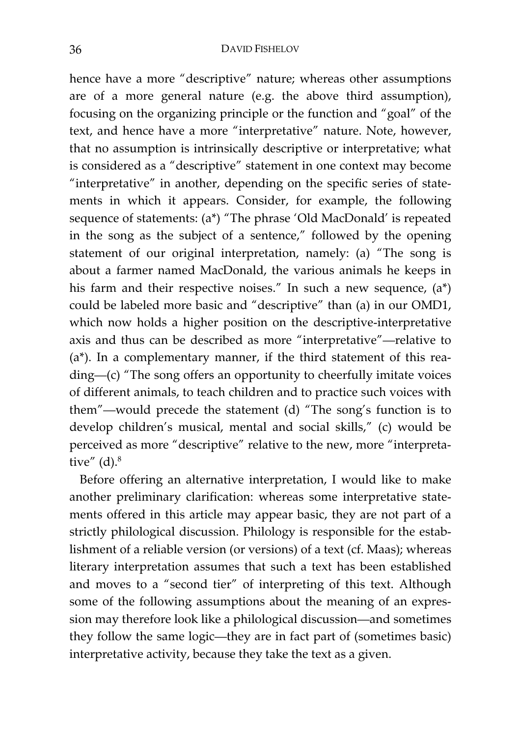hence have a more "descriptive" nature; whereas other assumptions are of a more general nature (e.g. the above third assumption), focusing on the organizing principle or the function and "goal" of the text, and hence have a more "interpretative" nature. Note, however, that no assumption is intrinsically descriptive or interpretative; what is considered as a "descriptive" statement in one context may become "interpretative" in another, depending on the specific series of statements in which it appears. Consider, for example, the following sequence of statements: (a*) "The phrase 'Old MacDonald' is repeated in the song as the subject of a sentence," followed by the opening statement of our original interpretation, namely: (a) "The song is about a farmer named MacDonald, the various animals he keeps in his farm and their respective noises." In such a new sequence, (a*) could be labeled more basic and "descriptive" than (a) in our OMD1, which now holds a higher position on the descriptive-interpretative axis and thus can be described as more "interpretative"—relative to (a*). In a complementary manner, if the third statement of this reading—(c) "The song offers an opportunity to cheerfully imitate voices of different animals, to teach children and to practice such voices with them"—would precede the statement (d) "The song's function is to develop children's musical, mental and social skills," (c) would be perceived as more "descriptive" relative to the new, more "interpretative" (d).[8]

Before offering an alternative interpretation, I would like to make another preliminary clarification: whereas some interpretative statements offered in this article may appear basic, they are not part of a strictly philological discussion. Philology is responsible for the establishment of a reliable version (or versions) of a text (cf. Maas); whereas literary interpretation assumes that such a text has been established and moves to a "second tier" of interpreting of this text. Although some of the following assumptions about the meaning of an expression may therefore look like a philological discussion—and sometimes they follow the same logic—they are in fact part of (sometimes basic) interpretative activity, because they take the text as a given.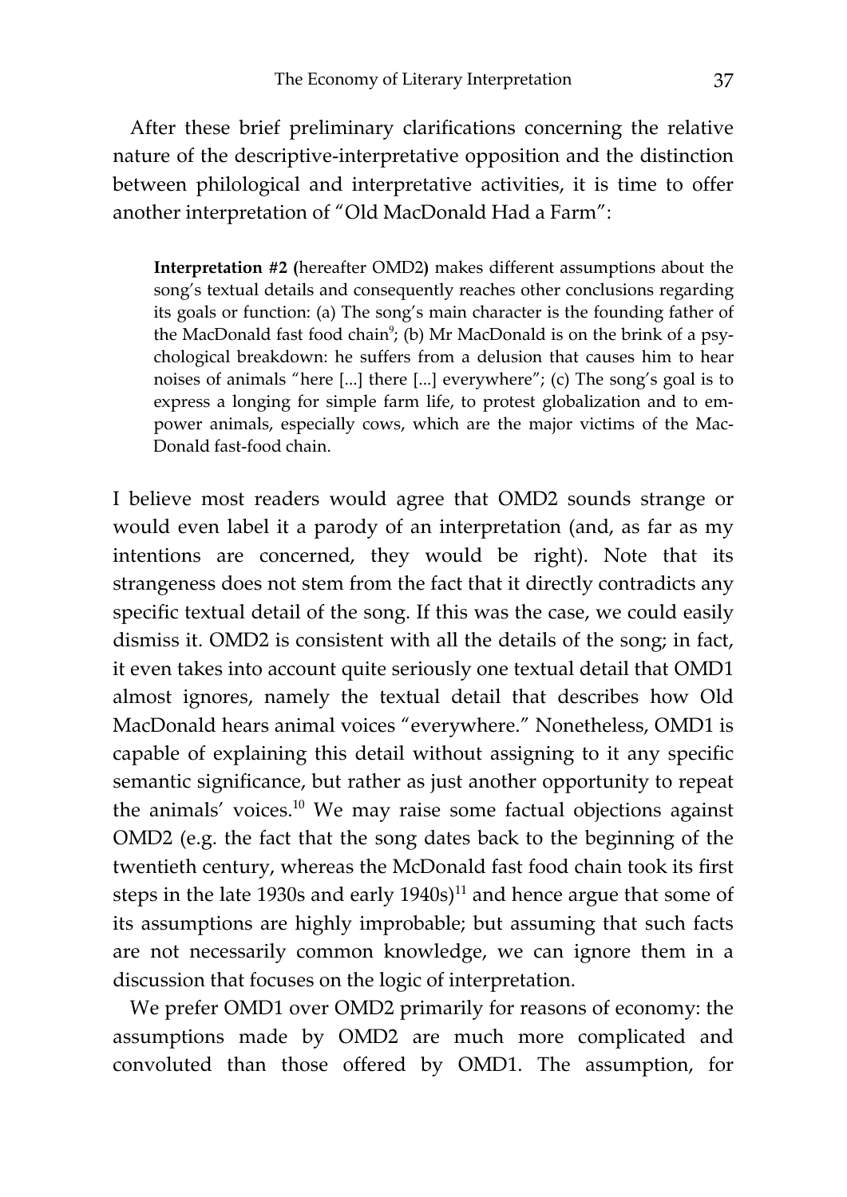After these brief preliminary clarifications concerning the relative nature of the descriptive-interpretative opposition and the distinction between philological and interpretative activities, it is time to offer another interpretation of "Old MacDonald Had a Farm":

> **Interpretation #2 (**hereafter OMD2**)** makes different assumptions about the song's textual details and consequently reaches other conclusions regarding its goals or function: (a) The song's main character is the founding father of the MacDonald fast food chain[9]; (b) Mr MacDonald is on the brink of a psychological breakdown: he suffers from a delusion that causes him to hear noises of animals "here [...] there [...] everywhere"; (c) The song's goal is to express a longing for simple farm life, to protest globalization and to empower animals, especially cows, which are the major victims of the MacDonald fast-food chain.

I believe most readers would agree that OMD2 sounds strange or would even label it a parody of an interpretation (and, as far as my intentions are concerned, they would be right). Note that its strangeness does not stem from the fact that it directly contradicts any specific textual detail of the song. If this was the case, we could easily dismiss it. OMD2 is consistent with all the details of the song; in fact, it even takes into account quite seriously one textual detail that OMD1 almost ignores, namely the textual detail that describes how Old MacDonald hears animal voices "everywhere." Nonetheless, OMD1 is capable of explaining this detail without assigning to it any specific semantic significance, but rather as just another opportunity to repeat the animals' voices.[10] We may raise some factual objections against OMD2 (e.g. the fact that the song dates back to the beginning of the twentieth century, whereas the McDonald fast food chain took its first steps in the late 1930s and early 1940s)[11] and hence argue that some of its assumptions are highly improbable; but assuming that such facts are not necessarily common knowledge, we can ignore them in a discussion that focuses on the logic of interpretation.

We prefer OMD1 over OMD2 primarily for reasons of economy: the assumptions made by OMD2 are much more complicated and convoluted than those offered by OMD1. The assumption, for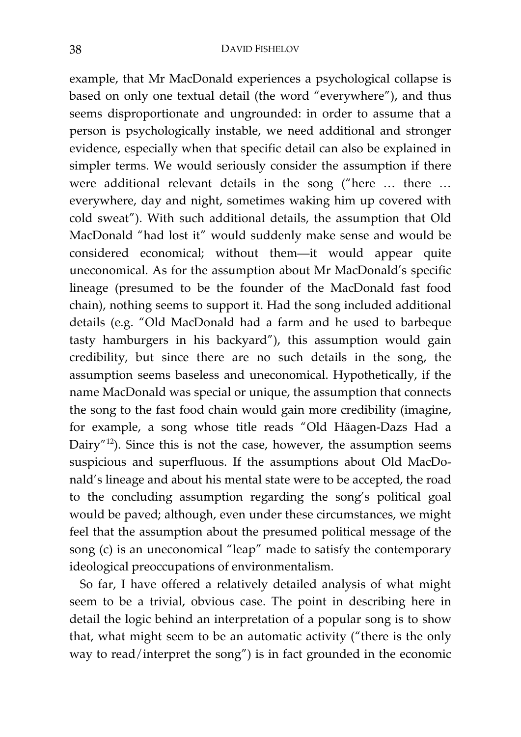example, that Mr MacDonald experiences a psychological collapse is based on only one textual detail (the word "everywhere"), and thus seems disproportionate and ungrounded: in order to assume that a person is psychologically instable, we need additional and stronger evidence, especially when that specific detail can also be explained in simpler terms. We would seriously consider the assumption if there were additional relevant details in the song ("here … there … everywhere, day and night, sometimes waking him up covered with cold sweat"). With such additional details, the assumption that Old MacDonald "had lost it" would suddenly make sense and would be considered economical; without them—it would appear quite uneconomical. As for the assumption about Mr MacDonald's specific lineage (presumed to be the founder of the MacDonald fast food chain), nothing seems to support it. Had the song included additional details (e.g. "Old MacDonald had a farm and he used to barbeque tasty hamburgers in his backyard"), this assumption would gain credibility, but since there are no such details in the song, the assumption seems baseless and uneconomical. Hypothetically, if the name MacDonald was special or unique, the assumption that connects the song to the fast food chain would gain more credibility (imagine, for example, a song whose title reads "Old Häagen-Dazs Had a Dairy"[12]). Since this is not the case, however, the assumption seems suspicious and superfluous. If the assumptions about Old MacDonald's lineage and about his mental state were to be accepted, the road to the concluding assumption regarding the song's political goal would be paved; although, even under these circumstances, we might feel that the assumption about the presumed political message of the song (c) is an uneconomical "leap" made to satisfy the contemporary ideological preoccupations of environmentalism.

So far, I have offered a relatively detailed analysis of what might seem to be a trivial, obvious case. The point in describing here in detail the logic behind an interpretation of a popular song is to show that, what might seem to be an automatic activity ("there is the only way to read/interpret the song") is in fact grounded in the economic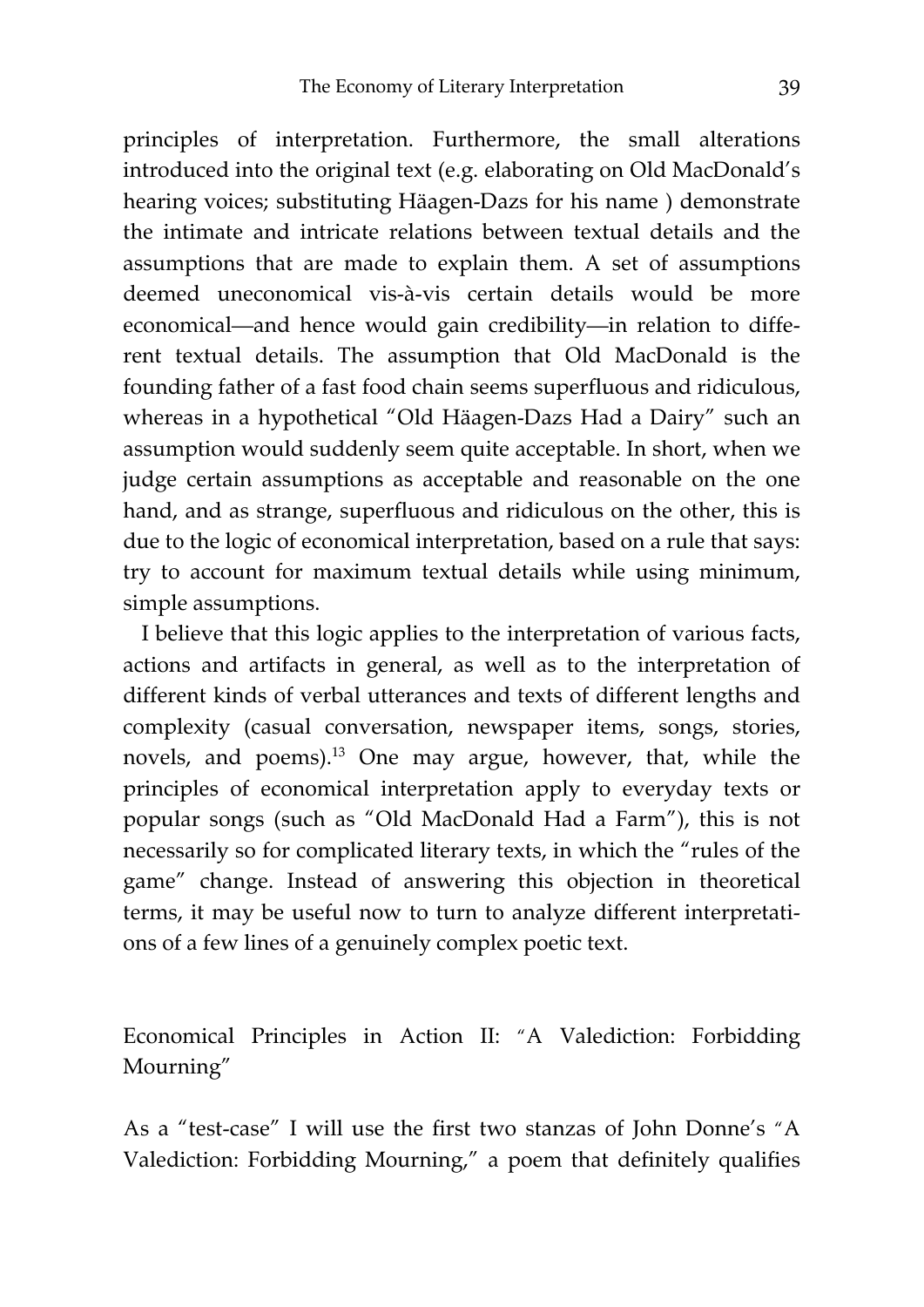principles of interpretation. Furthermore, the small alterations introduced into the original text (e.g. elaborating on Old MacDonald's hearing voices; substituting Häagen-Dazs for his name ) demonstrate the intimate and intricate relations between textual details and the assumptions that are made to explain them. A set of assumptions deemed uneconomical vis-à-vis certain details would be more economical—and hence would gain credibility—in relation to different textual details. The assumption that Old MacDonald is the founding father of a fast food chain seems superfluous and ridiculous, whereas in a hypothetical "Old Häagen-Dazs Had a Dairy" such an assumption would suddenly seem quite acceptable. In short, when we judge certain assumptions as acceptable and reasonable on the one hand, and as strange, superfluous and ridiculous on the other, this is due to the logic of economical interpretation, based on a rule that says: try to account for maximum textual details while using minimum, simple assumptions.

I believe that this logic applies to the interpretation of various facts, actions and artifacts in general, as well as to the interpretation of different kinds of verbal utterances and texts of different lengths and complexity (casual conversation, newspaper items, songs, stories, novels, and poems).[13] One may argue, however, that, while the principles of economical interpretation apply to everyday texts or popular songs (such as "Old MacDonald Had a Farm"), this is not necessarily so for complicated literary texts, in which the "rules of the game" change. Instead of answering this objection in theoretical terms, it may be useful now to turn to analyze different interpretations of a few lines of a genuinely complex poetic text.

## Economical Principles in Action II: "A Valediction: Forbidding Mourning"

As a "test-case" I will use the first two stanzas of John Donne's "A Valediction: Forbidding Mourning," a poem that definitely qualifies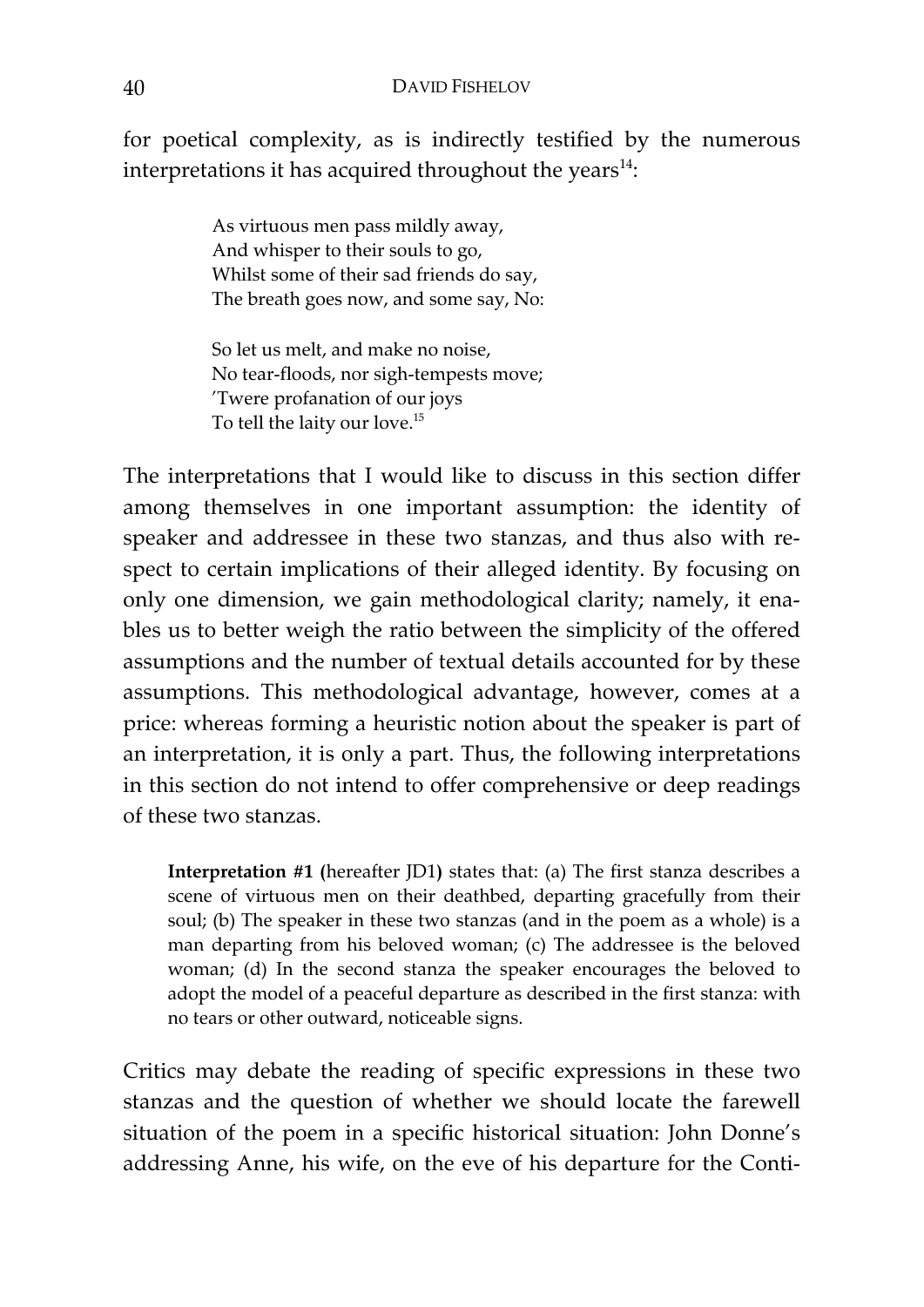for poetical complexity, as is indirectly testified by the numerous interpretations it has acquired throughout the years[14]:

> As virtuous men pass mildly away,
> And whisper to their souls to go,
> Whilst some of their sad friends do say,
> The breath goes now, and some say, No:
>
> So let us melt, and make no noise,
> No tear-floods, nor sigh-tempests move;
> 'Twere profanation of our joys
> To tell the laity our love.[15]

The interpretations that I would like to discuss in this section differ among themselves in one important assumption: the identity of speaker and addressee in these two stanzas, and thus also with respect to certain implications of their alleged identity. By focusing on only one dimension, we gain methodological clarity; namely, it enables us to better weigh the ratio between the simplicity of the offered assumptions and the number of textual details accounted for by these assumptions. This methodological advantage, however, comes at a price: whereas forming a heuristic notion about the speaker is part of an interpretation, it is only a part. Thus, the following interpretations in this section do not intend to offer comprehensive or deep readings of these two stanzas.

> **Interpretation #1 (**hereafter JD1**)** states that: (a) The first stanza describes a scene of virtuous men on their deathbed, departing gracefully from their soul; (b) The speaker in these two stanzas (and in the poem as a whole) is a man departing from his beloved woman; (c) The addressee is the beloved woman; (d) In the second stanza the speaker encourages the beloved to adopt the model of a peaceful departure as described in the first stanza: with no tears or other outward, noticeable signs.

Critics may debate the reading of specific expressions in these two stanzas and the question of whether we should locate the farewell situation of the poem in a specific historical situation: John Donne's addressing Anne, his wife, on the eve of his departure for the Conti-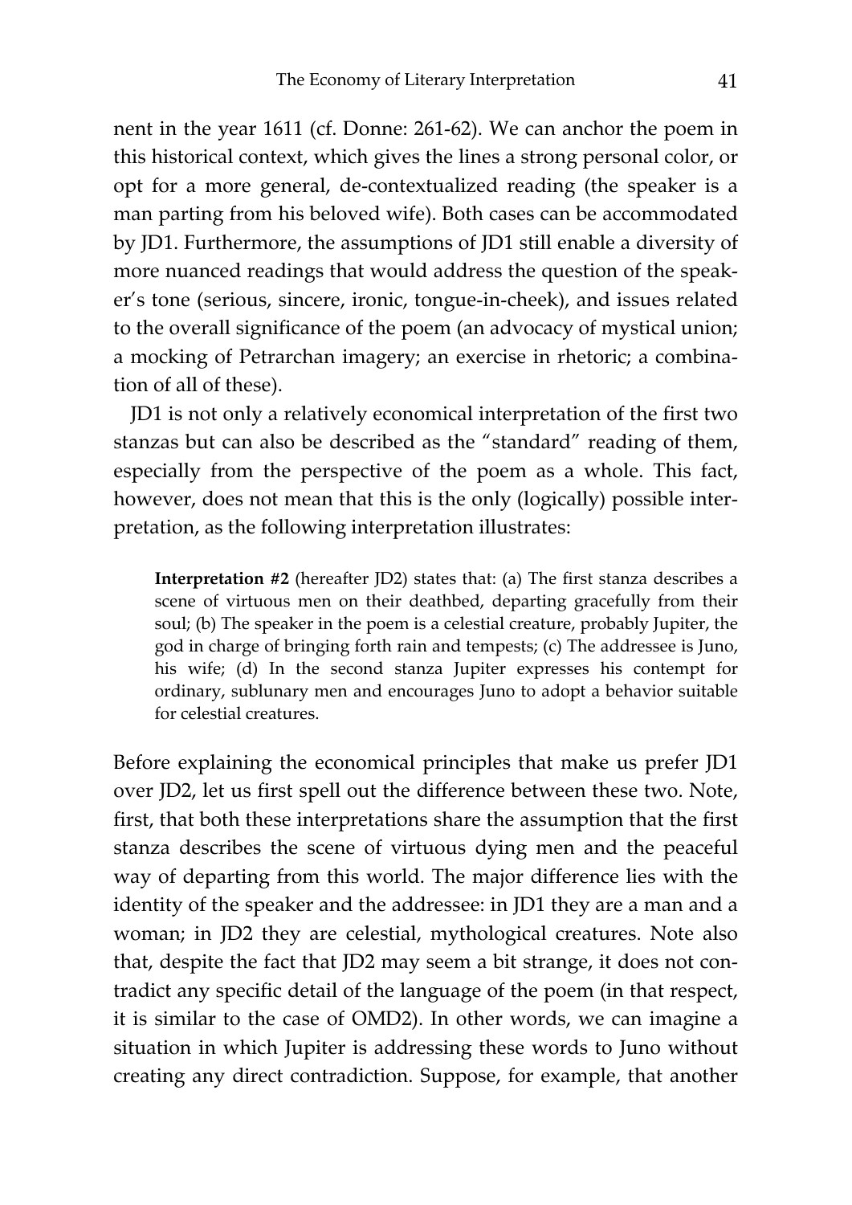nent in the year 1611 (cf. Donne: 261-62). We can anchor the poem in this historical context, which gives the lines a strong personal color, or opt for a more general, de-contextualized reading (the speaker is a man parting from his beloved wife). Both cases can be accommodated by JD1. Furthermore, the assumptions of JD1 still enable a diversity of more nuanced readings that would address the question of the speaker's tone (serious, sincere, ironic, tongue-in-cheek), and issues related to the overall significance of the poem (an advocacy of mystical union; a mocking of Petrarchan imagery; an exercise in rhetoric; a combination of all of these).

JD1 is not only a relatively economical interpretation of the first two stanzas but can also be described as the "standard" reading of them, especially from the perspective of the poem as a whole. This fact, however, does not mean that this is the only (logically) possible interpretation, as the following interpretation illustrates:

> **Interpretation #2** (hereafter JD2) states that: (a) The first stanza describes a scene of virtuous men on their deathbed, departing gracefully from their soul; (b) The speaker in the poem is a celestial creature, probably Jupiter, the god in charge of bringing forth rain and tempests; (c) The addressee is Juno, his wife; (d) In the second stanza Jupiter expresses his contempt for ordinary, sublunary men and encourages Juno to adopt a behavior suitable for celestial creatures.

Before explaining the economical principles that make us prefer JD1 over JD2, let us first spell out the difference between these two. Note, first, that both these interpretations share the assumption that the first stanza describes the scene of virtuous dying men and the peaceful way of departing from this world. The major difference lies with the identity of the speaker and the addressee: in JD1 they are a man and a woman; in JD2 they are celestial, mythological creatures. Note also that, despite the fact that JD2 may seem a bit strange, it does not contradict any specific detail of the language of the poem (in that respect, it is similar to the case of OMD2). In other words, we can imagine a situation in which Jupiter is addressing these words to Juno without creating any direct contradiction. Suppose, for example, that another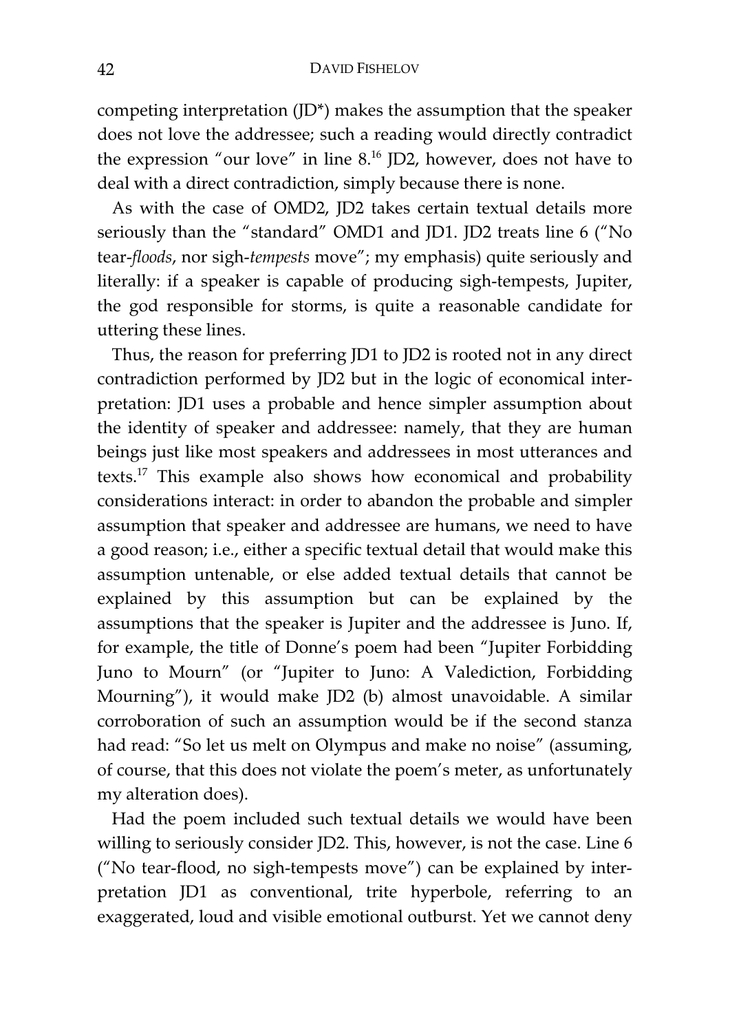competing interpretation (JD*) makes the assumption that the speaker does not love the addressee; such a reading would directly contradict the expression "our love" in line 8.[16] JD2, however, does not have to deal with a direct contradiction, simply because there is none.

As with the case of OMD2, JD2 takes certain textual details more seriously than the "standard" OMD1 and JD1. JD2 treats line 6 ("No tear-*floods*, nor sigh-*tempests* move"; my emphasis) quite seriously and literally: if a speaker is capable of producing sigh-tempests, Jupiter, the god responsible for storms, is quite a reasonable candidate for uttering these lines.

Thus, the reason for preferring JD1 to JD2 is rooted not in any direct contradiction performed by JD2 but in the logic of economical interpretation: JD1 uses a probable and hence simpler assumption about the identity of speaker and addressee: namely, that they are human beings just like most speakers and addressees in most utterances and texts.[17] This example also shows how economical and probability considerations interact: in order to abandon the probable and simpler assumption that speaker and addressee are humans, we need to have a good reason; i.e., either a specific textual detail that would make this assumption untenable, or else added textual details that cannot be explained by this assumption but can be explained by the assumptions that the speaker is Jupiter and the addressee is Juno. If, for example, the title of Donne's poem had been "Jupiter Forbidding Juno to Mourn" (or "Jupiter to Juno: A Valediction, Forbidding Mourning"), it would make JD2 (b) almost unavoidable. A similar corroboration of such an assumption would be if the second stanza had read: "So let us melt on Olympus and make no noise" (assuming, of course, that this does not violate the poem's meter, as unfortunately my alteration does).

Had the poem included such textual details we would have been willing to seriously consider JD2. This, however, is not the case. Line 6 ("No tear-flood, no sigh-tempests move") can be explained by interpretation JD1 as conventional, trite hyperbole, referring to an exaggerated, loud and visible emotional outburst. Yet we cannot deny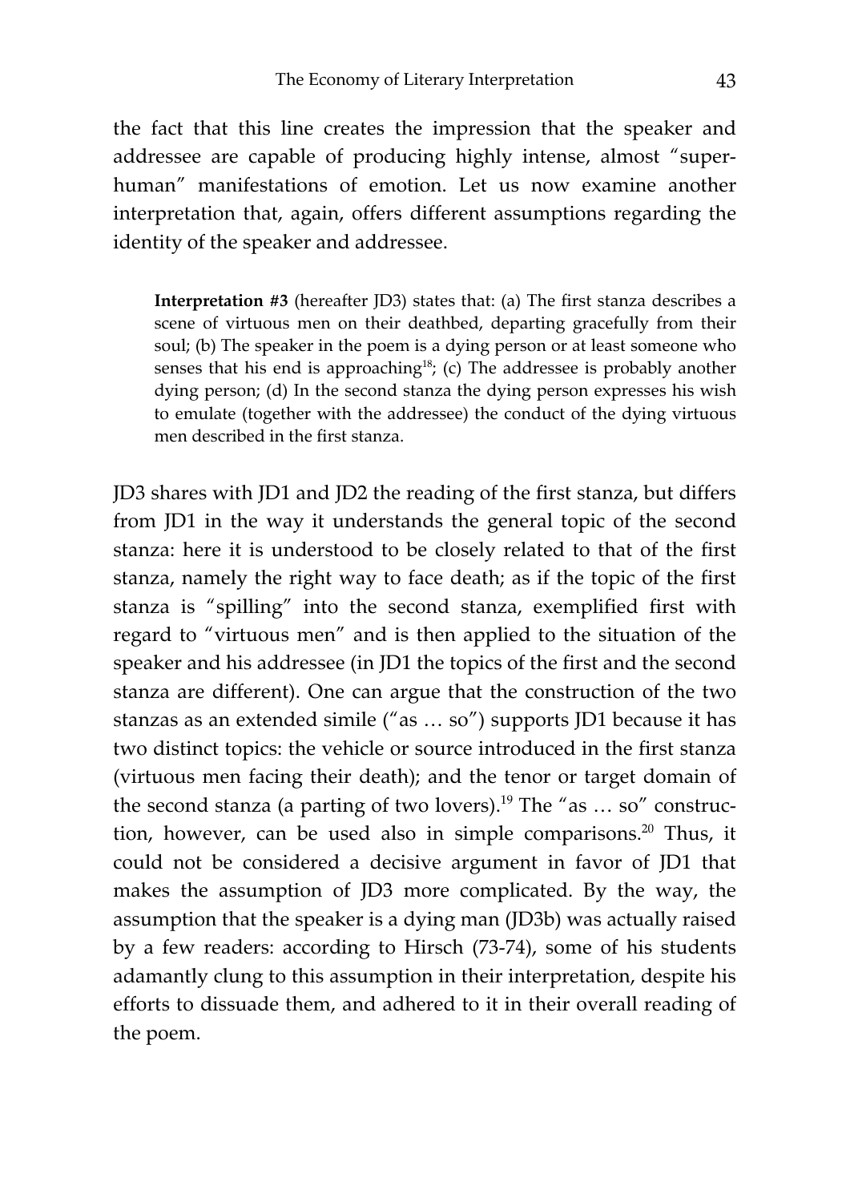the fact that this line creates the impression that the speaker and addressee are capable of producing highly intense, almost "super-human" manifestations of emotion. Let us now examine another interpretation that, again, offers different assumptions regarding the identity of the speaker and addressee.

> **Interpretation #3** (hereafter JD3) states that: (a) The first stanza describes a scene of virtuous men on their deathbed, departing gracefully from their soul; (b) The speaker in the poem is a dying person or at least someone who senses that his end is approaching[18]; (c) The addressee is probably another dying person; (d) In the second stanza the dying person expresses his wish to emulate (together with the addressee) the conduct of the dying virtuous men described in the first stanza.

JD3 shares with JD1 and JD2 the reading of the first stanza, but differs from JD1 in the way it understands the general topic of the second stanza: here it is understood to be closely related to that of the first stanza, namely the right way to face death; as if the topic of the first stanza is "spilling" into the second stanza, exemplified first with regard to "virtuous men" and is then applied to the situation of the speaker and his addressee (in JD1 the topics of the first and the second stanza are different). One can argue that the construction of the two stanzas as an extended simile ("as … so") supports JD1 because it has two distinct topics: the vehicle or source introduced in the first stanza (virtuous men facing their death); and the tenor or target domain of the second stanza (a parting of two lovers).[19] The "as … so" construction, however, can be used also in simple comparisons.[20] Thus, it could not be considered a decisive argument in favor of JD1 that makes the assumption of JD3 more complicated. By the way, the assumption that the speaker is a dying man (JD3b) was actually raised by a few readers: according to Hirsch (73-74), some of his students adamantly clung to this assumption in their interpretation, despite his efforts to dissuade them, and adhered to it in their overall reading of the poem.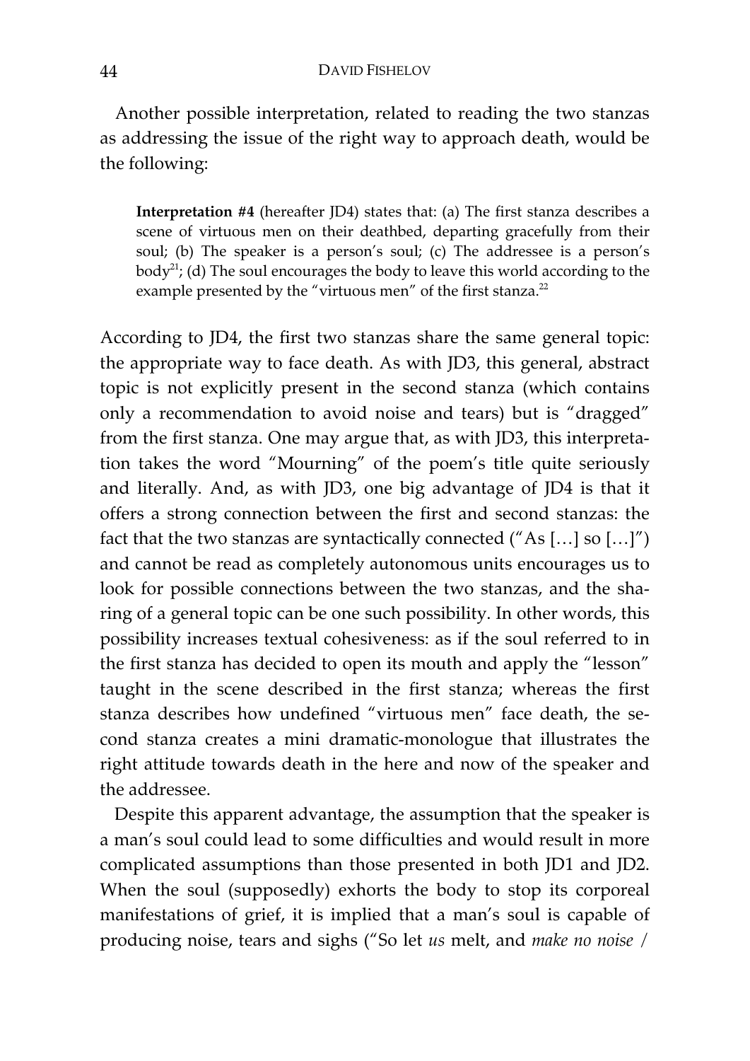Another possible interpretation, related to reading the two stanzas as addressing the issue of the right way to approach death, would be the following:

> **Interpretation #4** (hereafter JD4) states that: (a) The first stanza describes a scene of virtuous men on their deathbed, departing gracefully from their soul; (b) The speaker is a person's soul; (c) The addressee is a person's body[21]; (d) The soul encourages the body to leave this world according to the example presented by the "virtuous men" of the first stanza.[22]

According to JD4, the first two stanzas share the same general topic: the appropriate way to face death. As with JD3, this general, abstract topic is not explicitly present in the second stanza (which contains only a recommendation to avoid noise and tears) but is "dragged" from the first stanza. One may argue that, as with JD3, this interpretation takes the word "Mourning" of the poem's title quite seriously and literally. And, as with JD3, one big advantage of JD4 is that it offers a strong connection between the first and second stanzas: the fact that the two stanzas are syntactically connected ("As […] so […]") and cannot be read as completely autonomous units encourages us to look for possible connections between the two stanzas, and the sharing of a general topic can be one such possibility. In other words, this possibility increases textual cohesiveness: as if the soul referred to in the first stanza has decided to open its mouth and apply the "lesson" taught in the scene described in the first stanza; whereas the first stanza describes how undefined "virtuous men" face death, the second stanza creates a mini dramatic-monologue that illustrates the right attitude towards death in the here and now of the speaker and the addressee.

Despite this apparent advantage, the assumption that the speaker is a man's soul could lead to some difficulties and would result in more complicated assumptions than those presented in both JD1 and JD2. When the soul (supposedly) exhorts the body to stop its corporeal manifestations of grief, it is implied that a man's soul is capable of producing noise, tears and sighs ("So let *us* melt, and *make no noise* /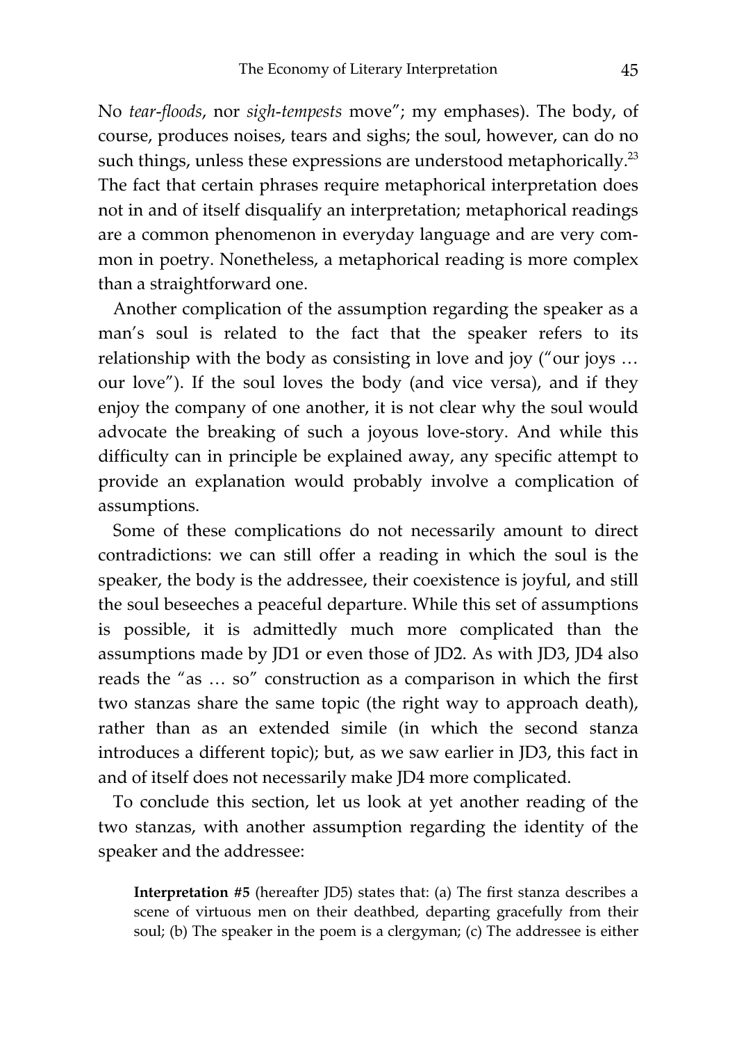No *tear-floods*, nor *sigh-tempests* move"; my emphases). The body, of course, produces noises, tears and sighs; the soul, however, can do no such things, unless these expressions are understood metaphorically.[23] The fact that certain phrases require metaphorical interpretation does not in and of itself disqualify an interpretation; metaphorical readings are a common phenomenon in everyday language and are very common in poetry. Nonetheless, a metaphorical reading is more complex than a straightforward one.

Another complication of the assumption regarding the speaker as a man's soul is related to the fact that the speaker refers to its relationship with the body as consisting in love and joy ("our joys … our love"). If the soul loves the body (and vice versa), and if they enjoy the company of one another, it is not clear why the soul would advocate the breaking of such a joyous love-story. And while this difficulty can in principle be explained away, any specific attempt to provide an explanation would probably involve a complication of assumptions.

Some of these complications do not necessarily amount to direct contradictions: we can still offer a reading in which the soul is the speaker, the body is the addressee, their coexistence is joyful, and still the soul beseeches a peaceful departure. While this set of assumptions is possible, it is admittedly much more complicated than the assumptions made by JD1 or even those of JD2. As with JD3, JD4 also reads the "as … so" construction as a comparison in which the first two stanzas share the same topic (the right way to approach death), rather than as an extended simile (in which the second stanza introduces a different topic); but, as we saw earlier in JD3, this fact in and of itself does not necessarily make JD4 more complicated.

To conclude this section, let us look at yet another reading of the two stanzas, with another assumption regarding the identity of the speaker and the addressee:

> **Interpretation #5** (hereafter JD5) states that: (a) The first stanza describes a scene of virtuous men on their deathbed, departing gracefully from their soul; (b) The speaker in the poem is a clergyman; (c) The addressee is either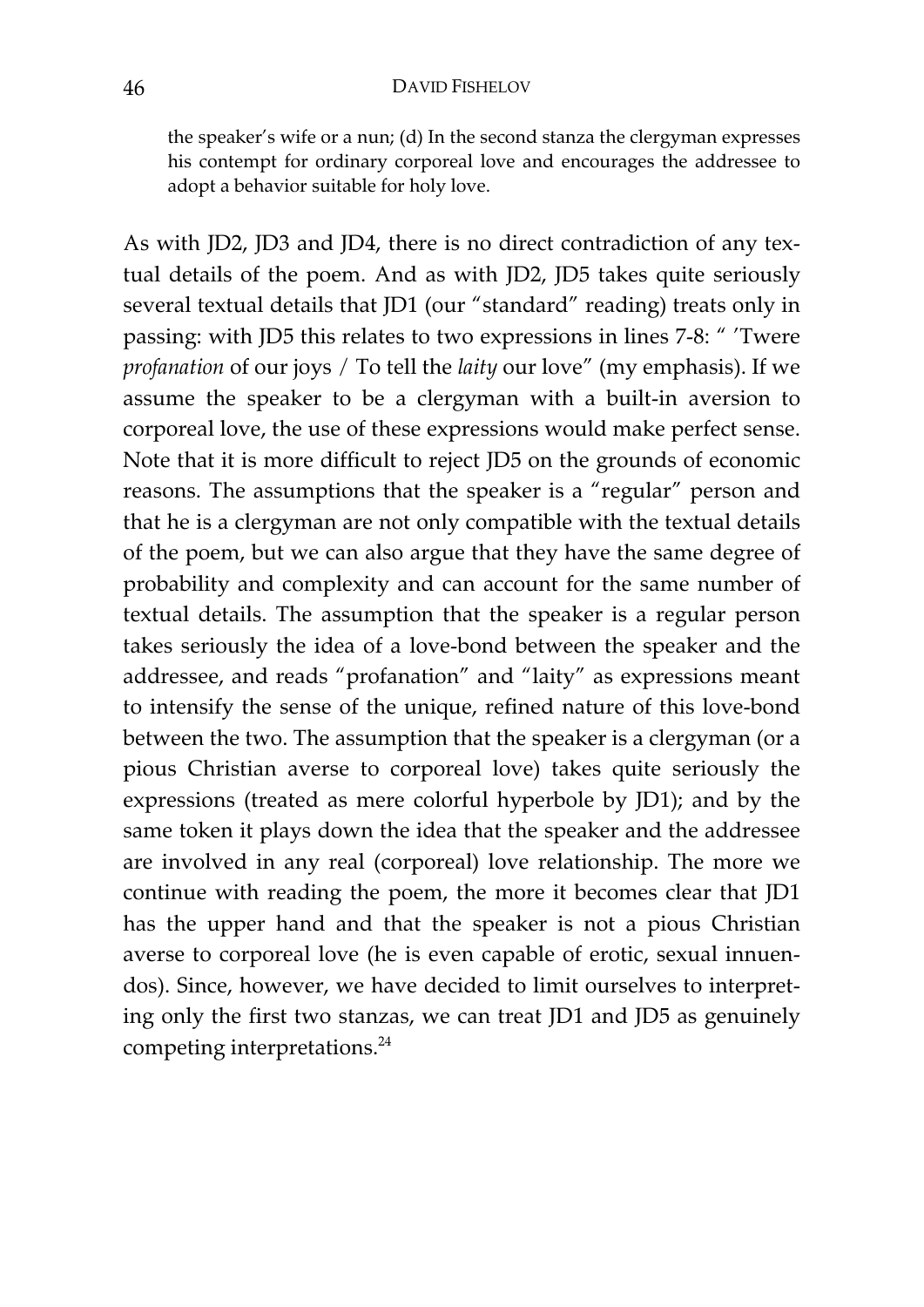the speaker's wife or a nun; (d) In the second stanza the clergyman expresses his contempt for ordinary corporeal love and encourages the addressee to adopt a behavior suitable for holy love.

As with JD2, JD3 and JD4, there is no direct contradiction of any textual details of the poem. And as with JD2, JD5 takes quite seriously several textual details that JD1 (our "standard" reading) treats only in passing: with JD5 this relates to two expressions in lines 7-8: " 'Twere *profanation* of our joys / To tell the *laity* our love" (my emphasis). If we assume the speaker to be a clergyman with a built-in aversion to corporeal love, the use of these expressions would make perfect sense. Note that it is more difficult to reject JD5 on the grounds of economic reasons. The assumptions that the speaker is a "regular" person and that he is a clergyman are not only compatible with the textual details of the poem, but we can also argue that they have the same degree of probability and complexity and can account for the same number of textual details. The assumption that the speaker is a regular person takes seriously the idea of a love-bond between the speaker and the addressee, and reads "profanation" and "laity" as expressions meant to intensify the sense of the unique, refined nature of this love-bond between the two. The assumption that the speaker is a clergyman (or a pious Christian averse to corporeal love) takes quite seriously the expressions (treated as mere colorful hyperbole by JD1); and by the same token it plays down the idea that the speaker and the addressee are involved in any real (corporeal) love relationship. The more we continue with reading the poem, the more it becomes clear that JD1 has the upper hand and that the speaker is not a pious Christian averse to corporeal love (he is even capable of erotic, sexual innuendos). Since, however, we have decided to limit ourselves to interpreting only the first two stanzas, we can treat JD1 and JD5 as genuinely competing interpretations.[24]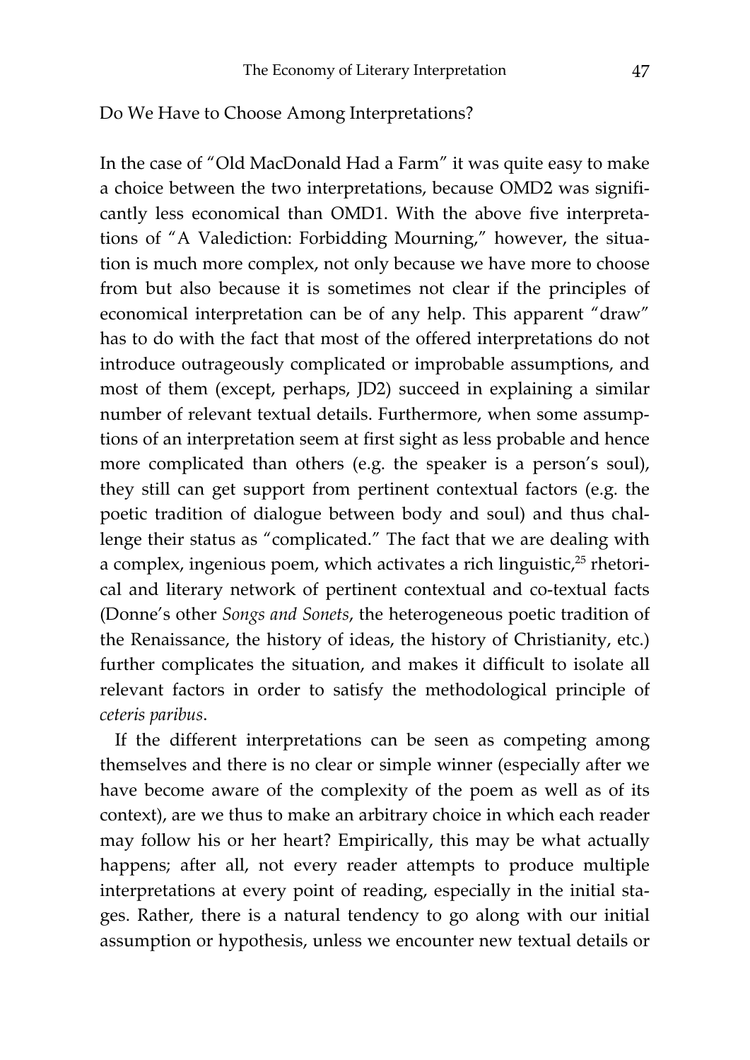## Do We Have to Choose Among Interpretations?

In the case of "Old MacDonald Had a Farm" it was quite easy to make a choice between the two interpretations, because OMD2 was significantly less economical than OMD1. With the above five interpretations of "A Valediction: Forbidding Mourning," however, the situation is much more complex, not only because we have more to choose from but also because it is sometimes not clear if the principles of economical interpretation can be of any help. This apparent "draw" has to do with the fact that most of the offered interpretations do not introduce outrageously complicated or improbable assumptions, and most of them (except, perhaps, JD2) succeed in explaining a similar number of relevant textual details. Furthermore, when some assumptions of an interpretation seem at first sight as less probable and hence more complicated than others (e.g. the speaker is a person's soul), they still can get support from pertinent contextual factors (e.g. the poetic tradition of dialogue between body and soul) and thus challenge their status as "complicated." The fact that we are dealing with a complex, ingenious poem, which activates a rich linguistic,[25] rhetorical and literary network of pertinent contextual and co-textual facts (Donne's other *Songs and Sonets*, the heterogeneous poetic tradition of the Renaissance, the history of ideas, the history of Christianity, etc.) further complicates the situation, and makes it difficult to isolate all relevant factors in order to satisfy the methodological principle of *ceteris paribus*.

If the different interpretations can be seen as competing among themselves and there is no clear or simple winner (especially after we have become aware of the complexity of the poem as well as of its context), are we thus to make an arbitrary choice in which each reader may follow his or her heart? Empirically, this may be what actually happens; after all, not every reader attempts to produce multiple interpretations at every point of reading, especially in the initial stages. Rather, there is a natural tendency to go along with our initial assumption or hypothesis, unless we encounter new textual details or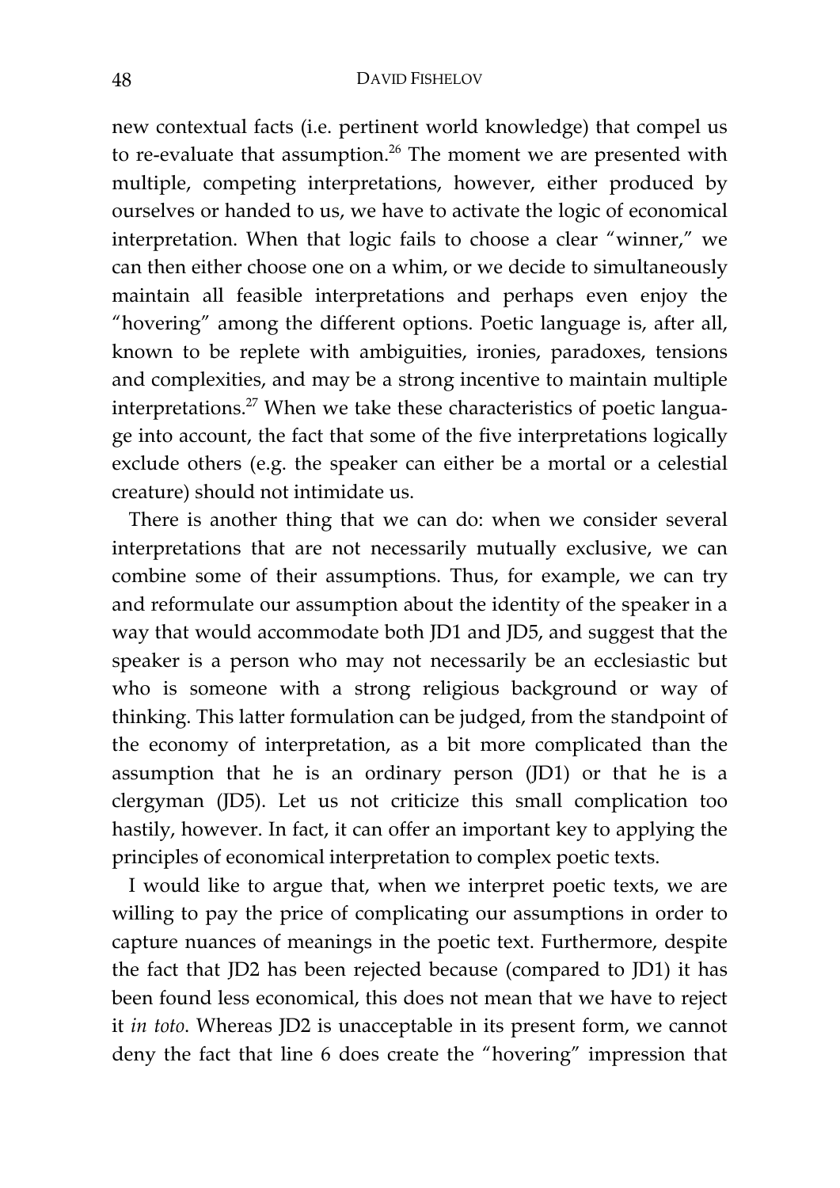new contextual facts (i.e. pertinent world knowledge) that compel us to re-evaluate that assumption.[26] The moment we are presented with multiple, competing interpretations, however, either produced by ourselves or handed to us, we have to activate the logic of economical interpretation. When that logic fails to choose a clear "winner," we can then either choose one on a whim, or we decide to simultaneously maintain all feasible interpretations and perhaps even enjoy the "hovering" among the different options. Poetic language is, after all, known to be replete with ambiguities, ironies, paradoxes, tensions and complexities, and may be a strong incentive to maintain multiple interpretations.[27] When we take these characteristics of poetic language into account, the fact that some of the five interpretations logically exclude others (e.g. the speaker can either be a mortal or a celestial creature) should not intimidate us.

There is another thing that we can do: when we consider several interpretations that are not necessarily mutually exclusive, we can combine some of their assumptions. Thus, for example, we can try and reformulate our assumption about the identity of the speaker in a way that would accommodate both JD1 and JD5, and suggest that the speaker is a person who may not necessarily be an ecclesiastic but who is someone with a strong religious background or way of thinking. This latter formulation can be judged, from the standpoint of the economy of interpretation, as a bit more complicated than the assumption that he is an ordinary person (JD1) or that he is a clergyman (JD5). Let us not criticize this small complication too hastily, however. In fact, it can offer an important key to applying the principles of economical interpretation to complex poetic texts.

I would like to argue that, when we interpret poetic texts, we are willing to pay the price of complicating our assumptions in order to capture nuances of meanings in the poetic text. Furthermore, despite the fact that JD2 has been rejected because (compared to JD1) it has been found less economical, this does not mean that we have to reject it *in toto*. Whereas JD2 is unacceptable in its present form, we cannot deny the fact that line 6 does create the "hovering" impression that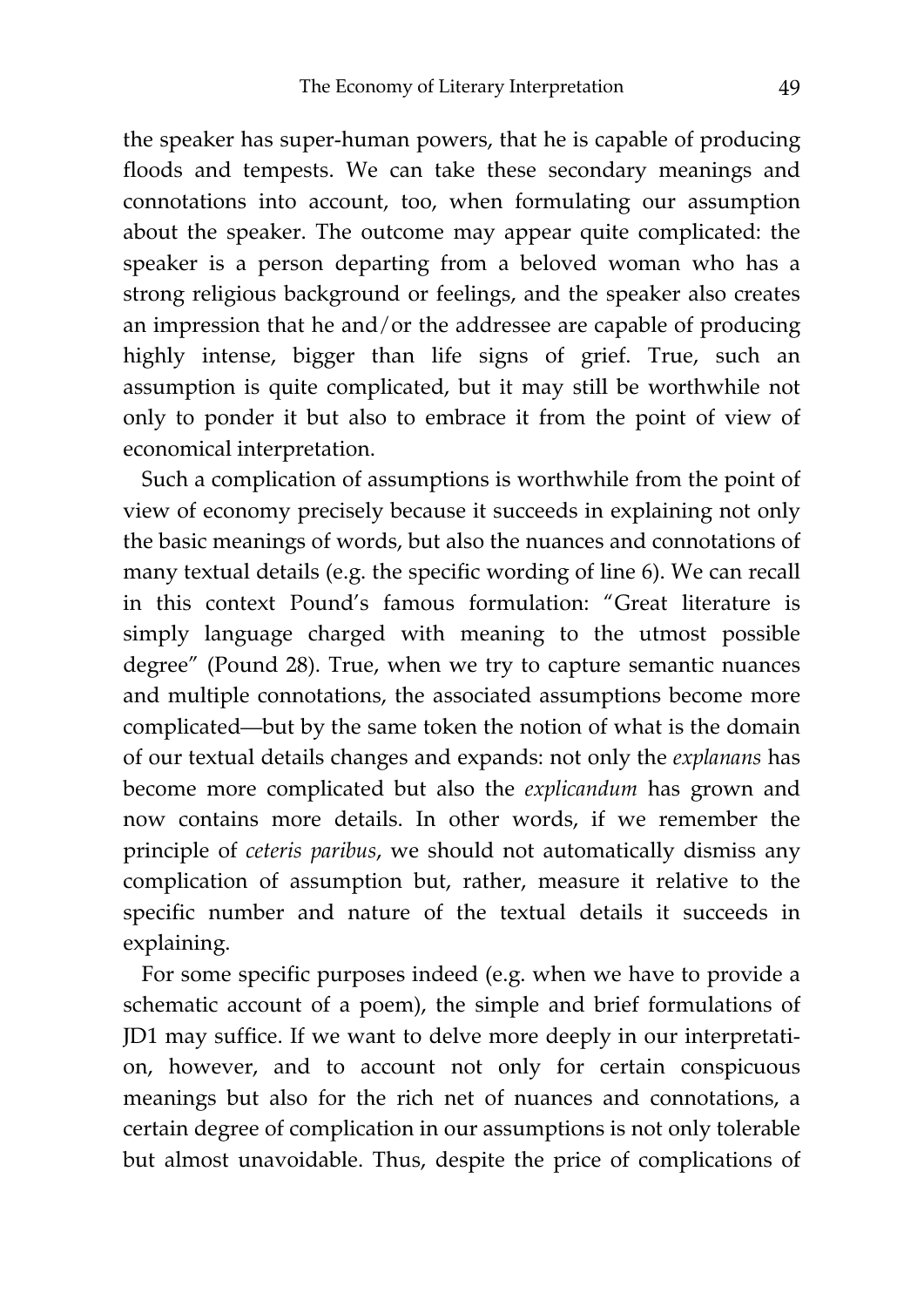the speaker has super-human powers, that he is capable of producing floods and tempests. We can take these secondary meanings and connotations into account, too, when formulating our assumption about the speaker. The outcome may appear quite complicated: the speaker is a person departing from a beloved woman who has a strong religious background or feelings, and the speaker also creates an impression that he and/or the addressee are capable of producing highly intense, bigger than life signs of grief. True, such an assumption is quite complicated, but it may still be worthwhile not only to ponder it but also to embrace it from the point of view of economical interpretation.

Such a complication of assumptions is worthwhile from the point of view of economy precisely because it succeeds in explaining not only the basic meanings of words, but also the nuances and connotations of many textual details (e.g. the specific wording of line 6). We can recall in this context Pound's famous formulation: "Great literature is simply language charged with meaning to the utmost possible degree" (Pound 28). True, when we try to capture semantic nuances and multiple connotations, the associated assumptions become more complicated—but by the same token the notion of what is the domain of our textual details changes and expands: not only the *explanans* has become more complicated but also the *explicandum* has grown and now contains more details. In other words, if we remember the principle of *ceteris paribus*, we should not automatically dismiss any complication of assumption but, rather, measure it relative to the specific number and nature of the textual details it succeeds in explaining.

For some specific purposes indeed (e.g. when we have to provide a schematic account of a poem), the simple and brief formulations of JD1 may suffice. If we want to delve more deeply in our interpretation, however, and to account not only for certain conspicuous meanings but also for the rich net of nuances and connotations, a certain degree of complication in our assumptions is not only tolerable but almost unavoidable. Thus, despite the price of complications of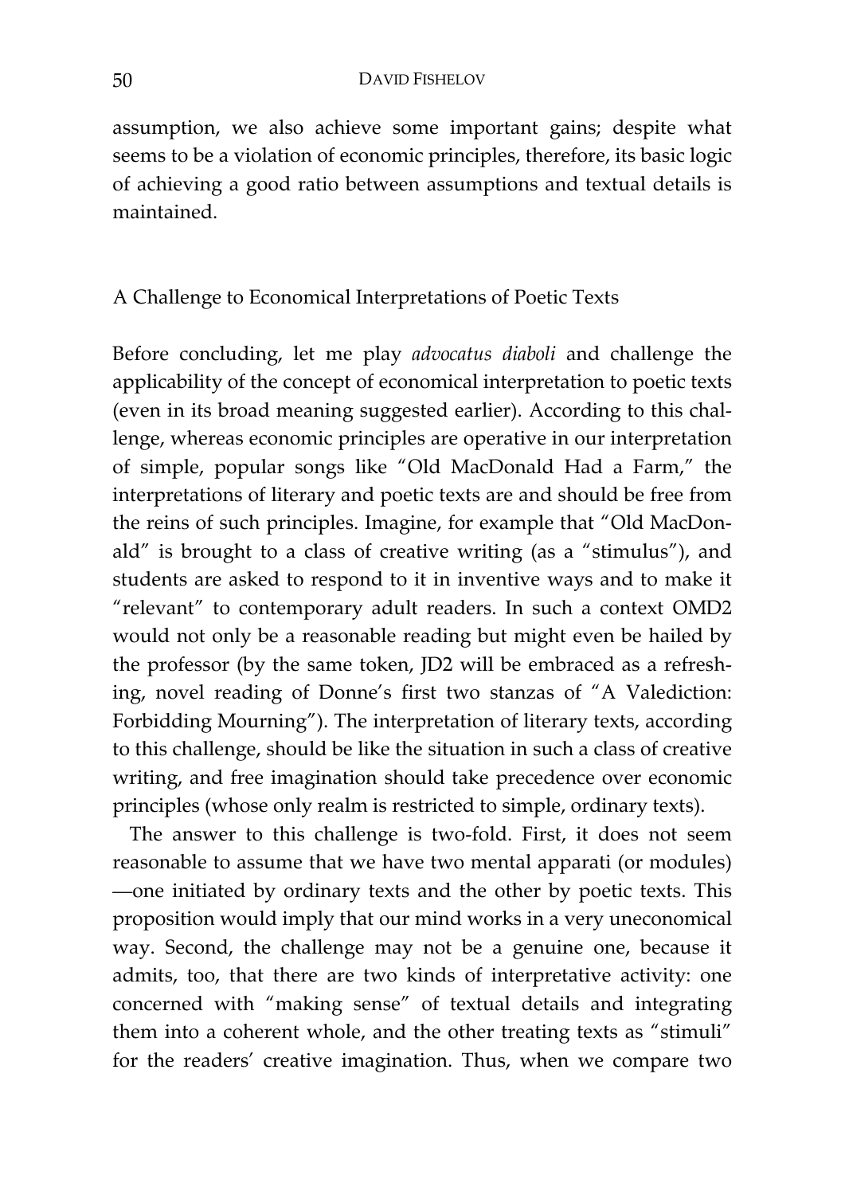assumption, we also achieve some important gains; despite what seems to be a violation of economic principles, therefore, its basic logic of achieving a good ratio between assumptions and textual details is maintained.

## A Challenge to Economical Interpretations of Poetic Texts

Before concluding, let me play *advocatus diaboli* and challenge the applicability of the concept of economical interpretation to poetic texts (even in its broad meaning suggested earlier). According to this challenge, whereas economic principles are operative in our interpretation of simple, popular songs like "Old MacDonald Had a Farm," the interpretations of literary and poetic texts are and should be free from the reins of such principles. Imagine, for example that "Old MacDonald" is brought to a class of creative writing (as a "stimulus"), and students are asked to respond to it in inventive ways and to make it "relevant" to contemporary adult readers. In such a context OMD2 would not only be a reasonable reading but might even be hailed by the professor (by the same token, JD2 will be embraced as a refreshing, novel reading of Donne's first two stanzas of "A Valediction: Forbidding Mourning"). The interpretation of literary texts, according to this challenge, should be like the situation in such a class of creative writing, and free imagination should take precedence over economic principles (whose only realm is restricted to simple, ordinary texts).

The answer to this challenge is two-fold. First, it does not seem reasonable to assume that we have two mental apparati (or modules)—one initiated by ordinary texts and the other by poetic texts. This proposition would imply that our mind works in a very uneconomical way. Second, the challenge may not be a genuine one, because it admits, too, that there are two kinds of interpretative activity: one concerned with "making sense" of textual details and integrating them into a coherent whole, and the other treating texts as "stimuli" for the readers' creative imagination. Thus, when we compare two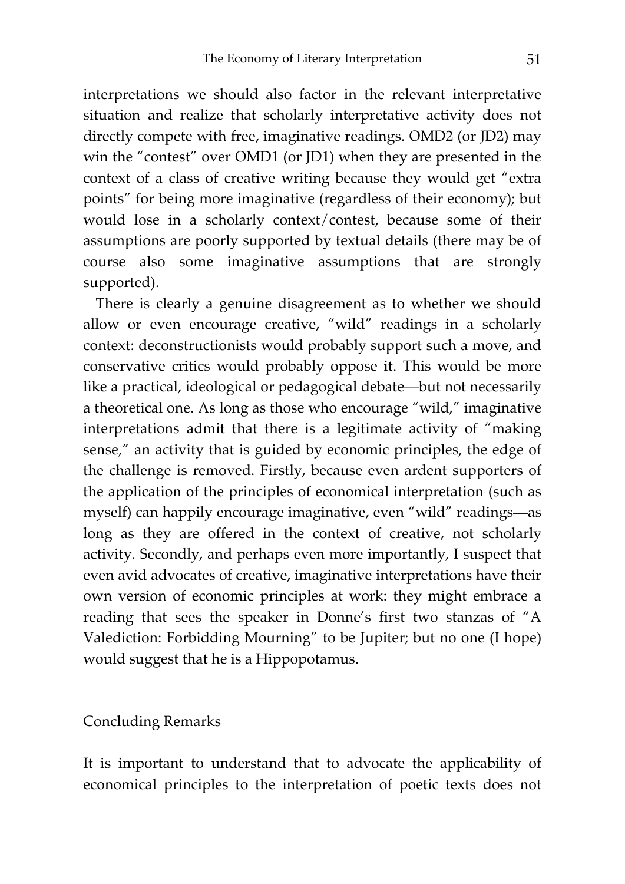interpretations we should also factor in the relevant interpretative situation and realize that scholarly interpretative activity does not directly compete with free, imaginative readings. OMD2 (or JD2) may win the "contest" over OMD1 (or JD1) when they are presented in the context of a class of creative writing because they would get "extra points" for being more imaginative (regardless of their economy); but would lose in a scholarly context/contest, because some of their assumptions are poorly supported by textual details (there may be of course also some imaginative assumptions that are strongly supported).

There is clearly a genuine disagreement as to whether we should allow or even encourage creative, "wild" readings in a scholarly context: deconstructionists would probably support such a move, and conservative critics would probably oppose it. This would be more like a practical, ideological or pedagogical debate—but not necessarily a theoretical one. As long as those who encourage "wild," imaginative interpretations admit that there is a legitimate activity of "making sense," an activity that is guided by economic principles, the edge of the challenge is removed. Firstly, because even ardent supporters of the application of the principles of economical interpretation (such as myself) can happily encourage imaginative, even "wild" readings—as long as they are offered in the context of creative, not scholarly activity. Secondly, and perhaps even more importantly, I suspect that even avid advocates of creative, imaginative interpretations have their own version of economic principles at work: they might embrace a reading that sees the speaker in Donne's first two stanzas of "A Valediction: Forbidding Mourning" to be Jupiter; but no one (I hope) would suggest that he is a Hippopotamus.

## Concluding Remarks

It is important to understand that to advocate the applicability of economical principles to the interpretation of poetic texts does not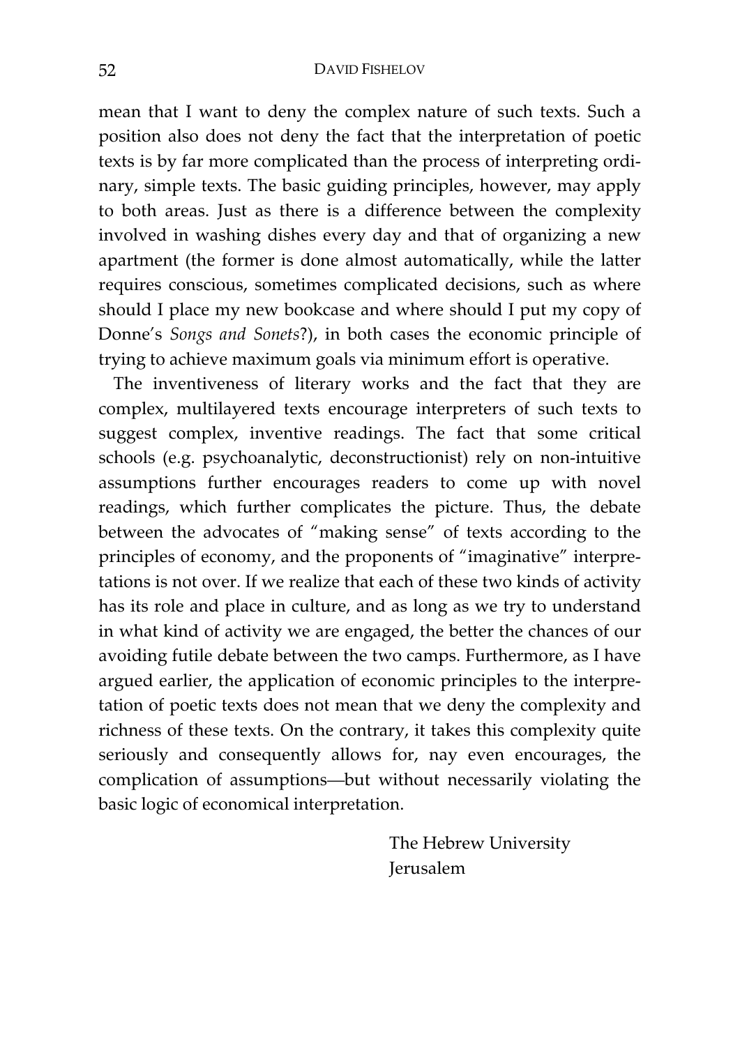mean that I want to deny the complex nature of such texts. Such a position also does not deny the fact that the interpretation of poetic texts is by far more complicated than the process of interpreting ordinary, simple texts. The basic guiding principles, however, may apply to both areas. Just as there is a difference between the complexity involved in washing dishes every day and that of organizing a new apartment (the former is done almost automatically, while the latter requires conscious, sometimes complicated decisions, such as where should I place my new bookcase and where should I put my copy of Donne's *Songs and Sonets*?), in both cases the economic principle of trying to achieve maximum goals via minimum effort is operative.

The inventiveness of literary works and the fact that they are complex, multilayered texts encourage interpreters of such texts to suggest complex, inventive readings. The fact that some critical schools (e.g. psychoanalytic, deconstructionist) rely on non-intuitive assumptions further encourages readers to come up with novel readings, which further complicates the picture. Thus, the debate between the advocates of "making sense" of texts according to the principles of economy, and the proponents of "imaginative" interpretations is not over. If we realize that each of these two kinds of activity has its role and place in culture, and as long as we try to understand in what kind of activity we are engaged, the better the chances of our avoiding futile debate between the two camps. Furthermore, as I have argued earlier, the application of economic principles to the interpretation of poetic texts does not mean that we deny the complexity and richness of these texts. On the contrary, it takes this complexity quite seriously and consequently allows for, nay even encourages, the complication of assumptions—but without necessarily violating the basic logic of economical interpretation.

The Hebrew University
Jerusalem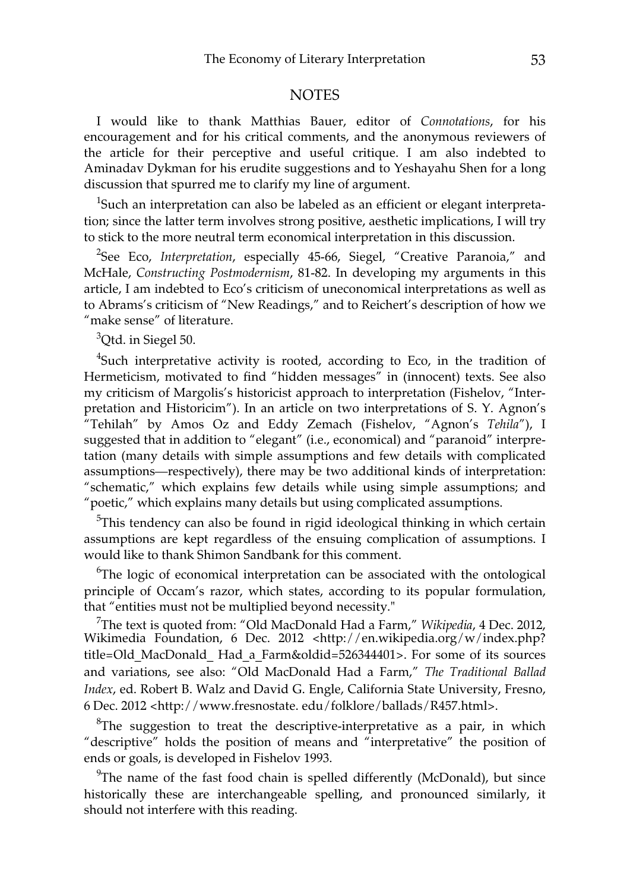## NOTES

I would like to thank Matthias Bauer, editor of *Connotations*, for his encouragement and for his critical comments, and the anonymous reviewers of the article for their perceptive and useful critique. I am also indebted to Aminadav Dykman for his erudite suggestions and to Yeshayahu Shen for a long discussion that spurred me to clarify my line of argument.

[1]Such an interpretation can also be labeled as an efficient or elegant interpretation; since the latter term involves strong positive, aesthetic implications, I will try to stick to the more neutral term economical interpretation in this discussion.

[2]See Eco, *Interpretation*, especially 45-66, Siegel, "Creative Paranoia," and McHale, *Constructing Postmodernism*, 81-82. In developing my arguments in this article, I am indebted to Eco's criticism of uneconomical interpretations as well as to Abrams's criticism of "New Readings," and to Reichert's description of how we "make sense" of literature.

[3]Qtd. in Siegel 50.

[4]Such interpretative activity is rooted, according to Eco, in the tradition of Hermeticism, motivated to find "hidden messages" in (innocent) texts. See also my criticism of Margolis's historicist approach to interpretation (Fishelov, "Interpretation and Historicim"). In an article on two interpretations of S. Y. Agnon's "Tehilah" by Amos Oz and Eddy Zemach (Fishelov, "Agnon's *Tehila*"), I suggested that in addition to "elegant" (i.e., economical) and "paranoid" interpretation (many details with simple assumptions and few details with complicated assumptions—respectively), there may be two additional kinds of interpretation: "schematic," which explains few details while using simple assumptions; and "poetic," which explains many details but using complicated assumptions.

[5]This tendency can also be found in rigid ideological thinking in which certain assumptions are kept regardless of the ensuing complication of assumptions. I would like to thank Shimon Sandbank for this comment.

[6]The logic of economical interpretation can be associated with the ontological principle of Occam's razor, which states, according to its popular formulation, that "entities must not be multiplied beyond necessity."

[7]The text is quoted from: "Old MacDonald Had a Farm," *Wikipedia*, 4 Dec. 2012, Wikimedia Foundation, 6 Dec. 2012 <http://en.wikipedia.org/w/index.php?title=Old_MacDonald_ Had_a_Farm&oldid=526344401>. For some of its sources and variations, see also: "Old MacDonald Had a Farm," *The Traditional Ballad Index*, ed. Robert B. Walz and David G. Engle, California State University, Fresno, 6 Dec. 2012 <http://www.fresnostate. edu/folklore/ballads/R457.html>.

[8]The suggestion to treat the descriptive-interpretative as a pair, in which "descriptive" holds the position of means and "interpretative" the position of ends or goals, is developed in Fishelov 1993.

[9]The name of the fast food chain is spelled differently (McDonald), but since historically these are interchangeable spelling, and pronounced similarly, it should not interfere with this reading.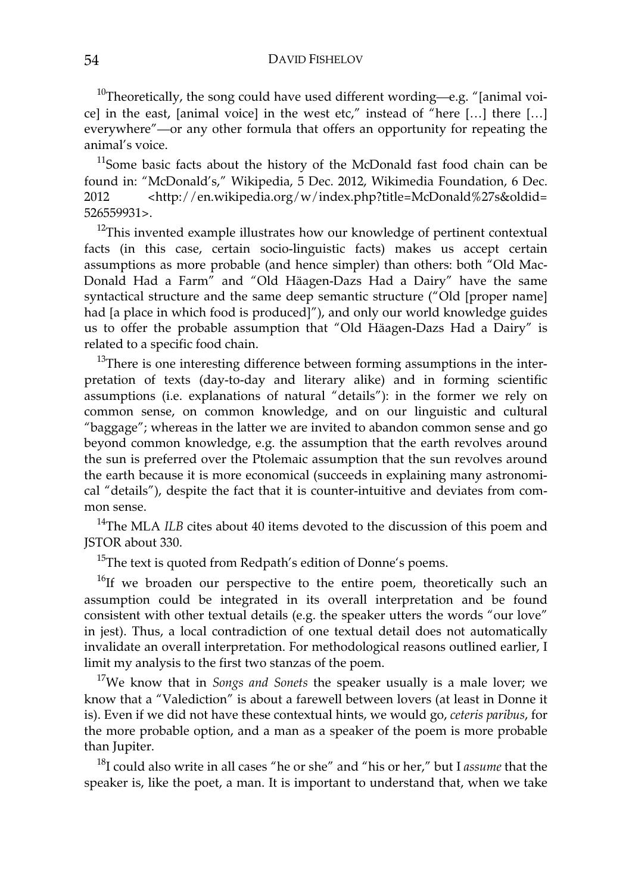[10]Theoretically, the song could have used different wording—e.g. "[animal voice] in the east, [animal voice] in the west etc," instead of "here […] there […] everywhere"—or any other formula that offers an opportunity for repeating the animal's voice.

[11]Some basic facts about the history of the McDonald fast food chain can be found in: "McDonald's," Wikipedia, 5 Dec. 2012, Wikimedia Foundation, 6 Dec. 2012 <http://en.wikipedia.org/w/index.php?title=McDonald%27s&oldid=526559931>.

[12]This invented example illustrates how our knowledge of pertinent contextual facts (in this case, certain socio-linguistic facts) makes us accept certain assumptions as more probable (and hence simpler) than others: both "Old MacDonald Had a Farm" and "Old Häagen-Dazs Had a Dairy" have the same syntactical structure and the same deep semantic structure ("Old [proper name] had [a place in which food is produced]"), and only our world knowledge guides us to offer the probable assumption that "Old Häagen-Dazs Had a Dairy" is related to a specific food chain.

[13]There is one interesting difference between forming assumptions in the interpretation of texts (day-to-day and literary alike) and in forming scientific assumptions (i.e. explanations of natural "details"): in the former we rely on common sense, on common knowledge, and on our linguistic and cultural "baggage"; whereas in the latter we are invited to abandon common sense and go beyond common knowledge, e.g. the assumption that the earth revolves around the sun is preferred over the Ptolemaic assumption that the sun revolves around the earth because it is more economical (succeeds in explaining many astronomical "details"), despite the fact that it is counter-intuitive and deviates from common sense.

[14]The MLA *ILB* cites about 40 items devoted to the discussion of this poem and JSTOR about 330.

[15]The text is quoted from Redpath's edition of Donne's poems.

[16]If we broaden our perspective to the entire poem, theoretically such an assumption could be integrated in its overall interpretation and be found consistent with other textual details (e.g. the speaker utters the words "our love" in jest). Thus, a local contradiction of one textual detail does not automatically invalidate an overall interpretation. For methodological reasons outlined earlier, I limit my analysis to the first two stanzas of the poem.

[17]We know that in *Songs and Sonets* the speaker usually is a male lover; we know that a "Valediction" is about a farewell between lovers (at least in Donne it is). Even if we did not have these contextual hints, we would go, *ceteris paribus*, for the more probable option, and a man as a speaker of the poem is more probable than Jupiter.

[18]I could also write in all cases "he or she" and "his or her," but I *assume* that the speaker is, like the poet, a man. It is important to understand that, when we take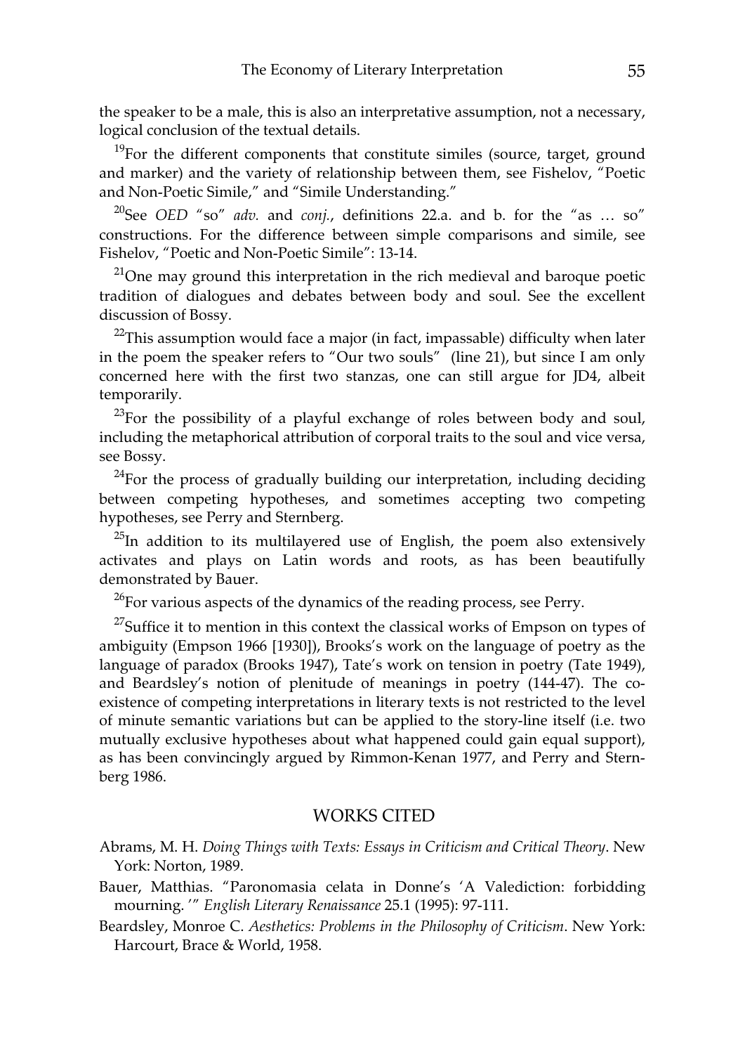the speaker to be a male, this is also an interpretative assumption, not a necessary, logical conclusion of the textual details.

[19]For the different components that constitute similes (source, target, ground and marker) and the variety of relationship between them, see Fishelov, "Poetic and Non-Poetic Simile," and "Simile Understanding."

[20]See *OED* "so" *adv.* and *conj.*, definitions 22.a. and b. for the "as … so" constructions. For the difference between simple comparisons and simile, see Fishelov, "Poetic and Non-Poetic Simile": 13-14.

[21]One may ground this interpretation in the rich medieval and baroque poetic tradition of dialogues and debates between body and soul. See the excellent discussion of Bossy.

[22]This assumption would face a major (in fact, impassable) difficulty when later in the poem the speaker refers to "Our two souls" (line 21), but since I am only concerned here with the first two stanzas, one can still argue for JD4, albeit temporarily.

[23]For the possibility of a playful exchange of roles between body and soul, including the metaphorical attribution of corporal traits to the soul and vice versa, see Bossy.

[24]For the process of gradually building our interpretation, including deciding between competing hypotheses, and sometimes accepting two competing hypotheses, see Perry and Sternberg.

[25]In addition to its multilayered use of English, the poem also extensively activates and plays on Latin words and roots, as has been beautifully demonstrated by Bauer.

[26]For various aspects of the dynamics of the reading process, see Perry.

[27]Suffice it to mention in this context the classical works of Empson on types of ambiguity (Empson 1966 [1930]), Brooks's work on the language of poetry as the language of paradox (Brooks 1947), Tate's work on tension in poetry (Tate 1949), and Beardsley's notion of plenitude of meanings in poetry (144-47). The co-existence of competing interpretations in literary texts is not restricted to the level of minute semantic variations but can be applied to the story-line itself (i.e. two mutually exclusive hypotheses about what happened could gain equal support), as has been convincingly argued by Rimmon-Kenan 1977, and Perry and Sternberg 1986.

## WORKS CITED

Abrams, M. H. *Doing Things with Texts: Essays in Criticism and Critical Theory*. New York: Norton, 1989.

Bauer, Matthias. "Paronomasia celata in Donne's 'A Valediction: forbidding mourning.'" *English Literary Renaissance* 25.1 (1995): 97-111.

Beardsley, Monroe C. *Aesthetics: Problems in the Philosophy of Criticism*. New York: Harcourt, Brace & World, 1958.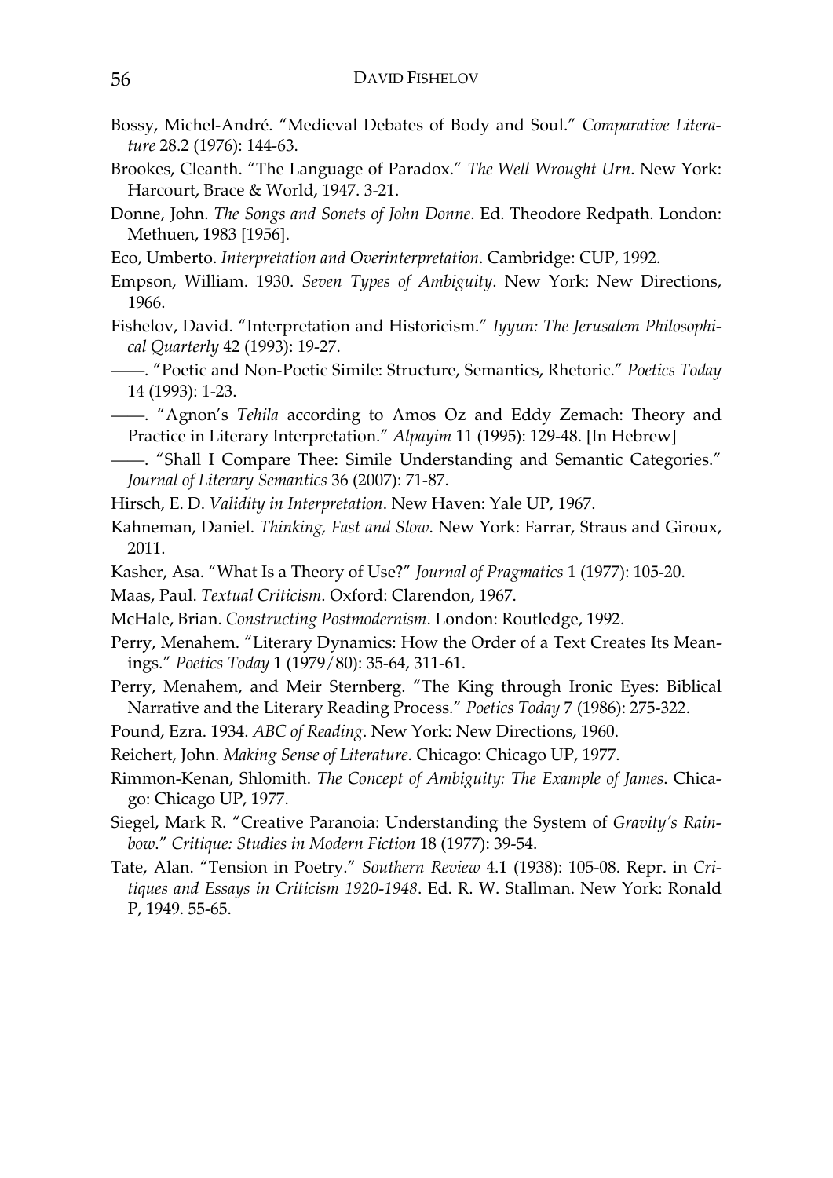Bossy, Michel-André. “Medieval Debates of Body and Soul.” *Comparative Literature* 28.2 (1976): 144-63.

Brookes, Cleanth. “The Language of Paradox.” *The Well Wrought Urn*. New York: Harcourt, Brace & World, 1947. 3-21.

Donne, John. *The Songs and Sonets of John Donne*. Ed. Theodore Redpath. London: Methuen, 1983 [1956].

Eco, Umberto. *Interpretation and Overinterpretation*. Cambridge: CUP, 1992.

Empson, William. 1930. *Seven Types of Ambiguity*. New York: New Directions, 1966.

Fishelov, David. “Interpretation and Historicism.” *Iyyun: The Jerusalem Philosophical Quarterly* 42 (1993): 19-27.

——. “Poetic and Non-Poetic Simile: Structure, Semantics, Rhetoric.” *Poetics Today* 14 (1993): 1-23.

——. “Agnon’s *Tehila* according to Amos Oz and Eddy Zemach: Theory and Practice in Literary Interpretation.” *Alpayim* 11 (1995): 129-48. [In Hebrew]

——. “Shall I Compare Thee: Simile Understanding and Semantic Categories.” *Journal of Literary Semantics* 36 (2007): 71-87.

Hirsch, E. D. *Validity in Interpretation*. New Haven: Yale UP, 1967.

Kahneman, Daniel. *Thinking, Fast and Slow*. New York: Farrar, Straus and Giroux, 2011.

Kasher, Asa. “What Is a Theory of Use?” *Journal of Pragmatics* 1 (1977): 105-20.

Maas, Paul. *Textual Criticism*. Oxford: Clarendon, 1967.

McHale, Brian. *Constructing Postmodernism*. London: Routledge, 1992.

Perry, Menahem. “Literary Dynamics: How the Order of a Text Creates Its Meanings.” *Poetics Today* 1 (1979/80): 35-64, 311-61.

Perry, Menahem, and Meir Sternberg. “The King through Ironic Eyes: Biblical Narrative and the Literary Reading Process.” *Poetics Today* 7 (1986): 275-322.

Pound, Ezra. 1934. *ABC of Reading*. New York: New Directions, 1960.

Reichert, John. *Making Sense of Literature*. Chicago: Chicago UP, 1977.

Rimmon-Kenan, Shlomith. *The Concept of Ambiguity: The Example of James*. Chicago: Chicago UP, 1977.

Siegel, Mark R. “Creative Paranoia: Understanding the System of *Gravity’s Rainbow*.” *Critique: Studies in Modern Fiction* 18 (1977): 39-54.

Tate, Alan. “Tension in Poetry.” *Southern Review* 4.1 (1938): 105-08. Repr. in *Critiques and Essays in Criticism 1920-1948*. Ed. R. W. Stallman. New York: Ronald P, 1949. 55-65.